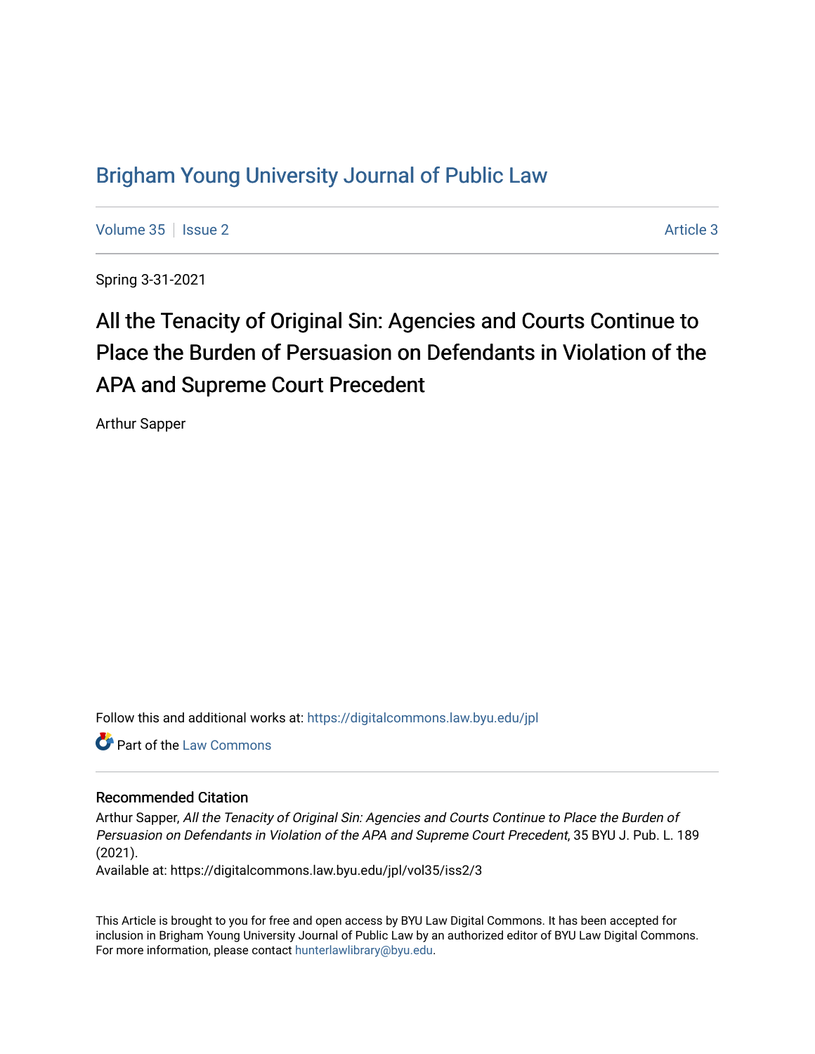# Brigham Young University Journal of Public Law

Volume 35 | Issue 2 | Article 3

Spring 3-31-2021

## All the Tenacity of Original Sin: Agencies and Courts Continue to Place the Burden of Persuasion on Defendants in Violation of the APA and Supreme Court Precedent

Arthur Sapper

Follow this and additional works at: https://digitalcommons.law.byu.edu/jpl

Part of the Law Commons

### Recommended Citation

Arthur Sapper, *All the Tenacity of Original Sin: Agencies and Courts Continue to Place the Burden of Persuasion on Defendants in Violation of the APA and Supreme Court Precedent*, 35 BYU J. Pub. L. 189 (2021).

Available at: https://digitalcommons.law.byu.edu/jpl/vol35/iss2/3

This Article is brought to you for free and open access by BYU Law Digital Commons. It has been accepted for inclusion in Brigham Young University Journal of Public Law by an authorized editor of BYU Law Digital Commons. For more information, please contact hunterlawlibrary@byu.edu.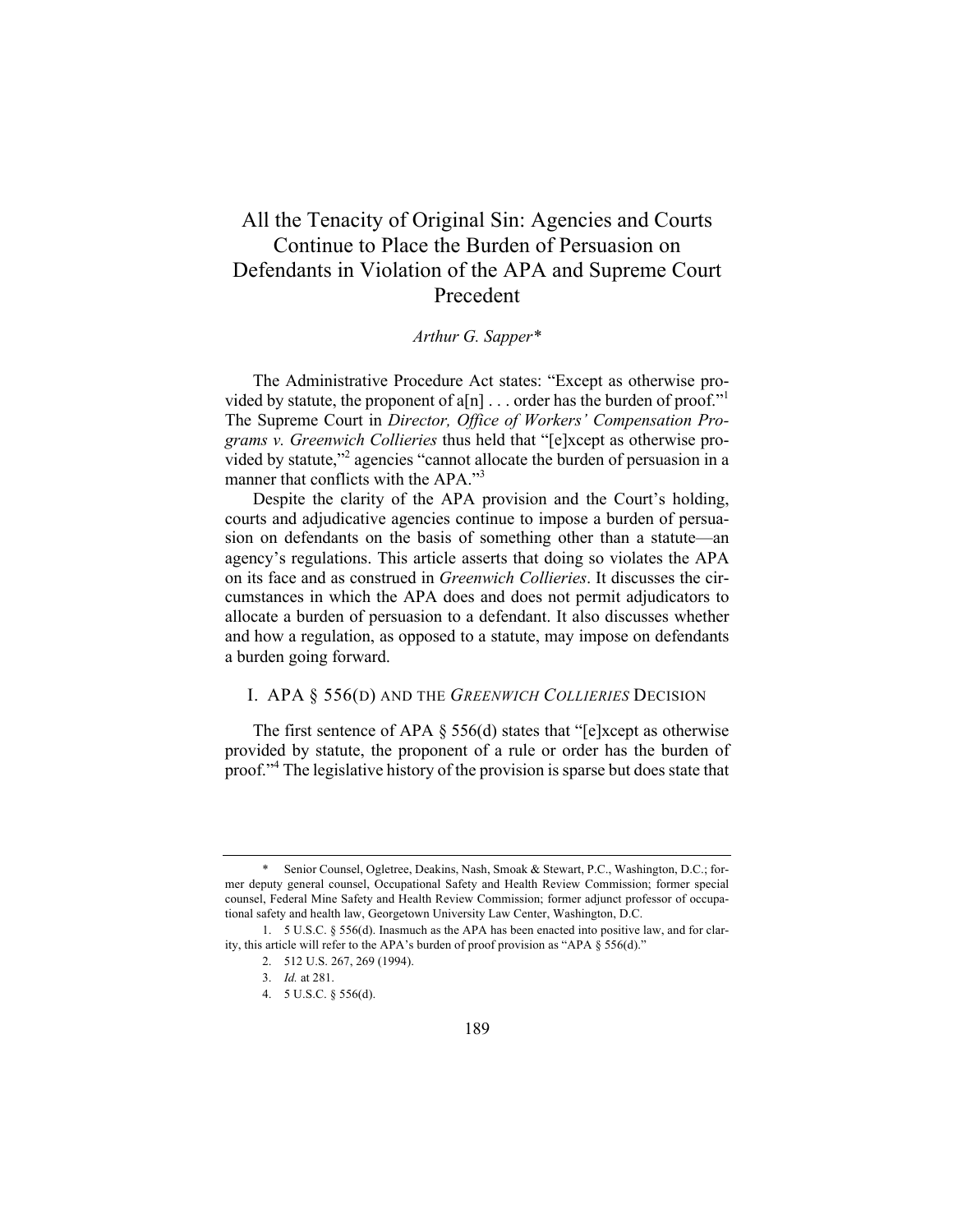# All the Tenacity of Original Sin: Agencies and Courts Continue to Place the Burden of Persuasion on Defendants in Violation of the APA and Supreme Court Precedent

*Arthur G. Sapper\**

The Administrative Procedure Act states: "Except as otherwise provided by statute, the proponent of a[n] . . . order has the burden of proof."[1] The Supreme Court in *Director, Office of Workers' Compensation Programs v. Greenwich Collieries* thus held that "[e]xcept as otherwise provided by statute,"[2] agencies "cannot allocate the burden of persuasion in a manner that conflicts with the APA."[3]

Despite the clarity of the APA provision and the Court's holding, courts and adjudicative agencies continue to impose a burden of persuasion on defendants on the basis of something other than a statute—an agency's regulations. This article asserts that doing so violates the APA on its face and as construed in *Greenwich Collieries*. It discusses the circumstances in which the APA does and does not permit adjudicators to allocate a burden of persuasion to a defendant. It also discusses whether and how a regulation, as opposed to a statute, may impose on defendants a burden going forward.

## I. APA § 556(D) AND THE *GREENWICH COLLIERIES* DECISION

The first sentence of APA § 556(d) states that "[e]xcept as otherwise provided by statute, the proponent of a rule or order has the burden of proof."[4] The legislative history of the provision is sparse but does state that

---

\* Senior Counsel, Ogletree, Deakins, Nash, Smoak & Stewart, P.C., Washington, D.C.; former deputy general counsel, Occupational Safety and Health Review Commission; former special counsel, Federal Mine Safety and Health Review Commission; former adjunct professor of occupational safety and health law, Georgetown University Law Center, Washington, D.C.

1. 5 U.S.C. § 556(d). Inasmuch as the APA has been enacted into positive law, and for clarity, this article will refer to the APA's burden of proof provision as "APA § 556(d)."

2. 512 U.S. 267, 269 (1994).

3. *Id.* at 281.

4. 5 U.S.C. § 556(d).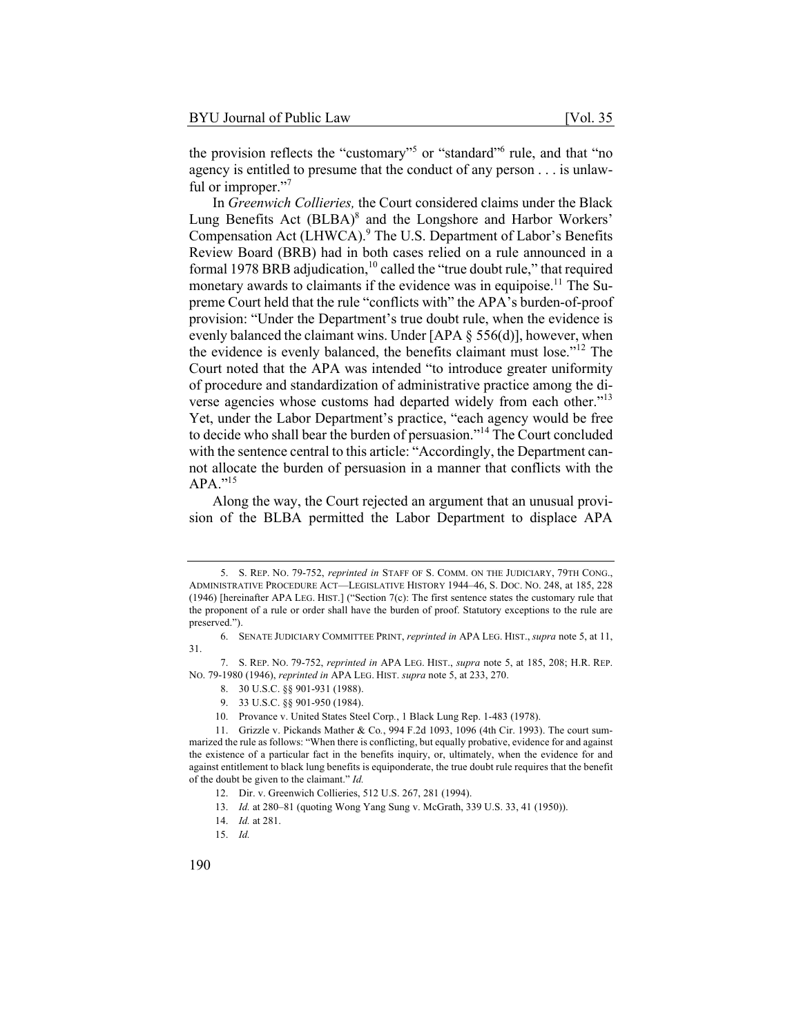the provision reflects the "customary"[5] or "standard"[6] rule, and that "no agency is entitled to presume that the conduct of any person . . . is unlawful or improper."[7]

In *Greenwich Collieries,* the Court considered claims under the Black Lung Benefits Act (BLBA)[8] and the Longshore and Harbor Workers' Compensation Act (LHWCA).[9] The U.S. Department of Labor's Benefits Review Board (BRB) had in both cases relied on a rule announced in a formal 1978 BRB adjudication,[10] called the "true doubt rule," that required monetary awards to claimants if the evidence was in equipoise.[11] The Supreme Court held that the rule "conflicts with" the APA's burden-of-proof provision: "Under the Department's true doubt rule, when the evidence is evenly balanced the claimant wins. Under [APA § 556(d)], however, when the evidence is evenly balanced, the benefits claimant must lose."[12] The Court noted that the APA was intended "to introduce greater uniformity of procedure and standardization of administrative practice among the diverse agencies whose customs had departed widely from each other."[13] Yet, under the Labor Department's practice, "each agency would be free to decide who shall bear the burden of persuasion."[14] The Court concluded with the sentence central to this article: "Accordingly, the Department cannot allocate the burden of persuasion in a manner that conflicts with the APA."[15]

Along the way, the Court rejected an argument that an unusual provision of the BLBA permitted the Labor Department to displace APA

---

5. S. REP. NO. 79-752, *reprinted in* STAFF OF S. COMM. ON THE JUDICIARY, 79TH CONG., ADMINISTRATIVE PROCEDURE ACT—LEGISLATIVE HISTORY 1944–46, S. DOC. NO. 248, at 185, 228 (1946) [hereinafter APA LEG. HIST.] ("Section 7(c): The first sentence states the customary rule that the proponent of a rule or order shall have the burden of proof. Statutory exceptions to the rule are preserved.").

6. SENATE JUDICIARY COMMITTEE PRINT, *reprinted in* APA LEG. HIST., *supra* note 5, at 11, 31.

7. S. REP. NO. 79-752, *reprinted in* APA LEG. HIST., *supra* note 5, at 185, 208; H.R. REP. NO. 79-1980 (1946), *reprinted in* APA LEG. HIST. *supra* note 5, at 233, 270.

8. 30 U.S.C. §§ 901-931 (1988).

9. 33 U.S.C. §§ 901-950 (1984).

10. Provance v. United States Steel Corp., 1 Black Lung Rep. 1-483 (1978).

11. Grizzle v. Pickands Mather & Co., 994 F.2d 1093, 1096 (4th Cir. 1993). The court summarized the rule as follows: "When there is conflicting, but equally probative, evidence for and against the existence of a particular fact in the benefits inquiry, or, ultimately, when the evidence for and against entitlement to black lung benefits is equiponderate, the true doubt rule requires that the benefit of the doubt be given to the claimant." *Id.*

12. Dir. v. Greenwich Collieries, 512 U.S. 267, 281 (1994).

13. *Id.* at 280–81 (quoting Wong Yang Sung v. McGrath, 339 U.S. 33, 41 (1950)).

14. *Id.* at 281.

15. *Id.*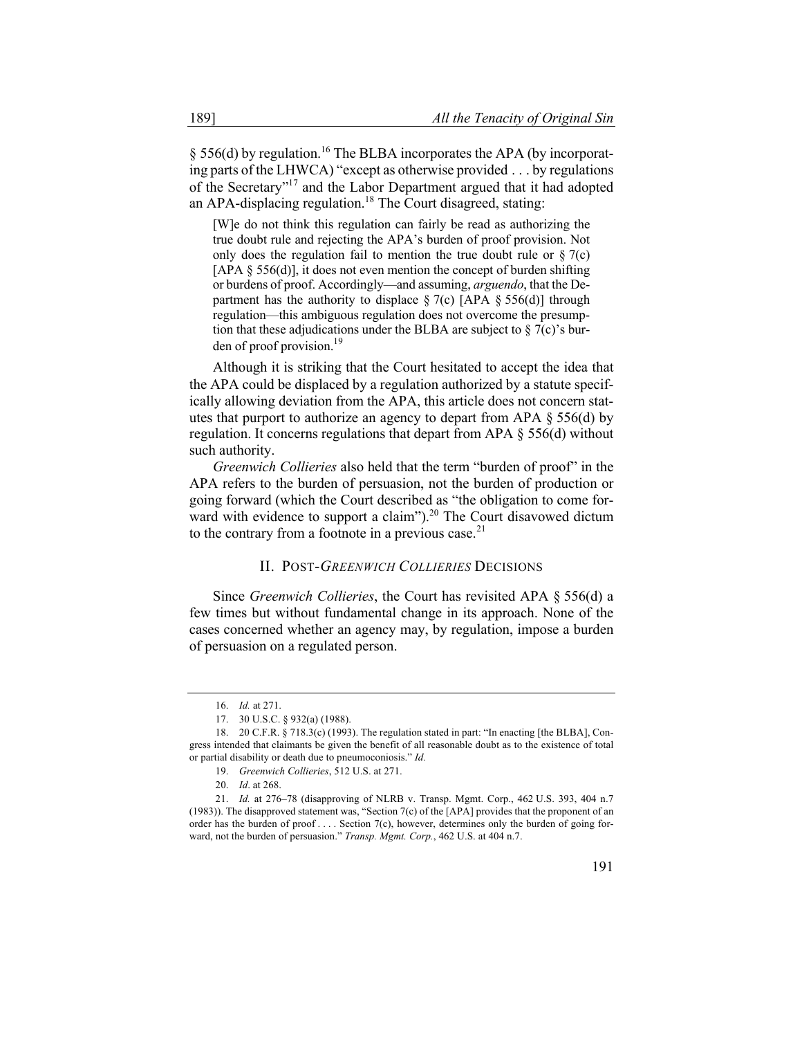§ 556(d) by regulation.[16] The BLBA incorporates the APA (by incorporating parts of the LHWCA) "except as otherwise provided . . . by regulations of the Secretary"[17] and the Labor Department argued that it had adopted an APA-displacing regulation.[18] The Court disagreed, stating:

> [W]e do not think this regulation can fairly be read as authorizing the true doubt rule and rejecting the APA's burden of proof provision. Not only does the regulation fail to mention the true doubt rule or § 7(c) [APA § 556(d)], it does not even mention the concept of burden shifting or burdens of proof. Accordingly—and assuming, *arguendo*, that the Department has the authority to displace § 7(c) [APA § 556(d)] through regulation—this ambiguous regulation does not overcome the presumption that these adjudications under the BLBA are subject to § 7(c)'s burden of proof provision.[19]

Although it is striking that the Court hesitated to accept the idea that the APA could be displaced by a regulation authorized by a statute specifically allowing deviation from the APA, this article does not concern statutes that purport to authorize an agency to depart from APA § 556(d) by regulation. It concerns regulations that depart from APA § 556(d) without such authority.

*Greenwich Collieries* also held that the term "burden of proof" in the APA refers to the burden of persuasion, not the burden of production or going forward (which the Court described as "the obligation to come forward with evidence to support a claim").[20] The Court disavowed dictum to the contrary from a footnote in a previous case.[21]

## II. POST-*GREENWICH COLLIERIES* DECISIONS

Since *Greenwich Collieries*, the Court has revisited APA § 556(d) a few times but without fundamental change in its approach. None of the cases concerned whether an agency may, by regulation, impose a burden of persuasion on a regulated person.

---

16. *Id.* at 271.

17. 30 U.S.C. § 932(a) (1988).

18. 20 C.F.R. § 718.3(c) (1993). The regulation stated in part: "In enacting [the BLBA], Congress intended that claimants be given the benefit of all reasonable doubt as to the existence of total or partial disability or death due to pneumoconiosis." *Id.*

19. *Greenwich Collieries*, 512 U.S. at 271.

20. *Id*. at 268.

21. *Id.* at 276–78 (disapproving of NLRB v. Transp. Mgmt. Corp., 462 U.S. 393, 404 n.7 (1983)). The disapproved statement was, "Section 7(c) of the [APA] provides that the proponent of an order has the burden of proof . . . . Section 7(c), however, determines only the burden of going forward, not the burden of persuasion." *Transp. Mgmt. Corp.*, 462 U.S. at 404 n.7.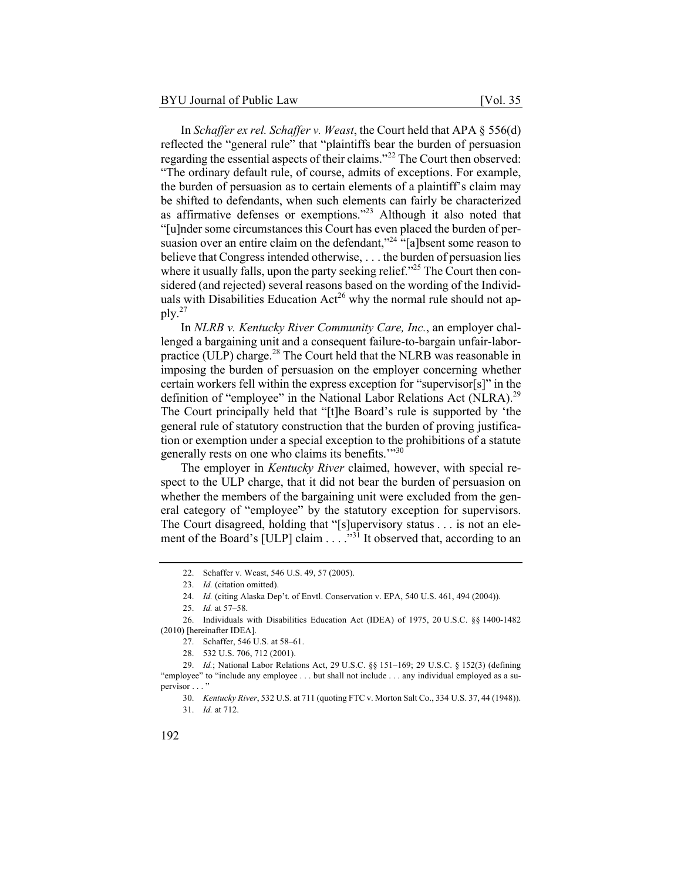In *Schaffer ex rel. Schaffer v. Weast*, the Court held that APA § 556(d) reflected the "general rule" that "plaintiffs bear the burden of persuasion regarding the essential aspects of their claims."[22] The Court then observed: "The ordinary default rule, of course, admits of exceptions. For example, the burden of persuasion as to certain elements of a plaintiff's claim may be shifted to defendants, when such elements can fairly be characterized as affirmative defenses or exemptions."[23] Although it also noted that "[u]nder some circumstances this Court has even placed the burden of persuasion over an entire claim on the defendant,"[24] "[a]bsent some reason to believe that Congress intended otherwise, . . . the burden of persuasion lies where it usually falls, upon the party seeking relief."[25] The Court then considered (and rejected) several reasons based on the wording of the Individuals with Disabilities Education Act[26] why the normal rule should not apply.[27]

In *NLRB v. Kentucky River Community Care, Inc.*, an employer challenged a bargaining unit and a consequent failure-to-bargain unfair-labor-practice (ULP) charge.[28] The Court held that the NLRB was reasonable in imposing the burden of persuasion on the employer concerning whether certain workers fell within the express exception for "supervisor[s]" in the definition of "employee" in the National Labor Relations Act (NLRA).[29] The Court principally held that "[t]he Board's rule is supported by 'the general rule of statutory construction that the burden of proving justification or exemption under a special exception to the prohibitions of a statute generally rests on one who claims its benefits.'"[30]

The employer in *Kentucky River* claimed, however, with special respect to the ULP charge, that it did not bear the burden of persuasion on whether the members of the bargaining unit were excluded from the general category of "employee" by the statutory exception for supervisors. The Court disagreed, holding that "[s]upervisory status . . . is not an element of the Board's [ULP] claim . . . ."[31] It observed that, according to an

---

22. Schaffer v. Weast, 546 U.S. 49, 57 (2005).

23. *Id.* (citation omitted).

24. *Id.* (citing Alaska Dep't. of Envtl. Conservation v. EPA, 540 U.S. 461, 494 (2004)).

25. *Id.* at 57–58.

26. Individuals with Disabilities Education Act (IDEA) of 1975, 20 U.S.C. §§ 1400-1482 (2010) [hereinafter IDEA].

27. Schaffer, 546 U.S. at 58–61.

28. 532 U.S. 706, 712 (2001).

29. *Id.*; National Labor Relations Act, 29 U.S.C. §§ 151–169; 29 U.S.C. § 152(3) (defining "employee" to "include any employee . . . but shall not include . . . any individual employed as a supervisor . . . "

30. *Kentucky River*, 532 U.S. at 711 (quoting FTC v. Morton Salt Co., 334 U.S. 37, 44 (1948)).

31. *Id.* at 712.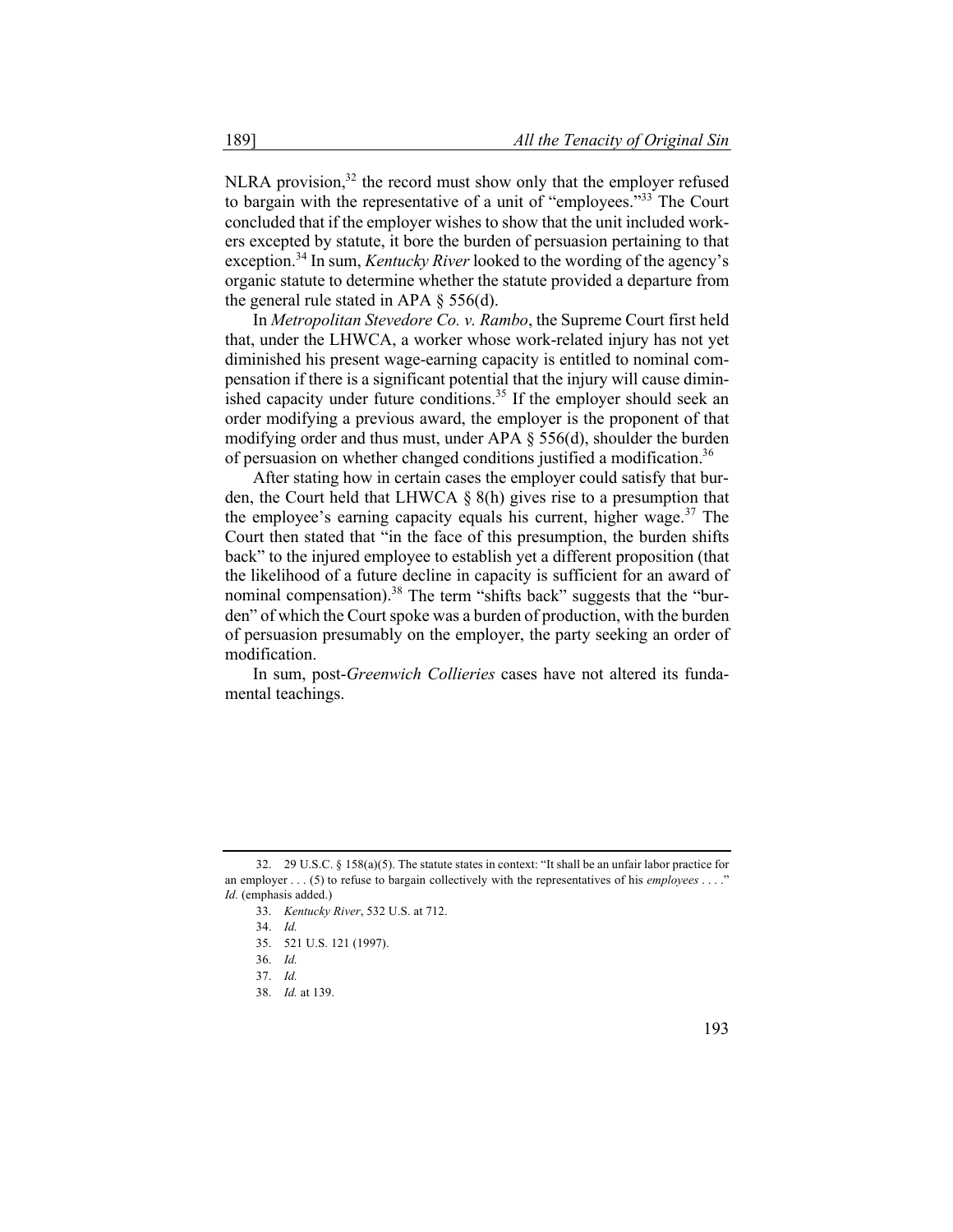NLRA provision,[32] the record must show only that the employer refused to bargain with the representative of a unit of "employees."[33] The Court concluded that if the employer wishes to show that the unit included workers excepted by statute, it bore the burden of persuasion pertaining to that exception.[34] In sum, *Kentucky River* looked to the wording of the agency's organic statute to determine whether the statute provided a departure from the general rule stated in APA § 556(d).

In *Metropolitan Stevedore Co. v. Rambo*, the Supreme Court first held that, under the LHWCA, a worker whose work-related injury has not yet diminished his present wage-earning capacity is entitled to nominal compensation if there is a significant potential that the injury will cause diminished capacity under future conditions.[35] If the employer should seek an order modifying a previous award, the employer is the proponent of that modifying order and thus must, under APA § 556(d), shoulder the burden of persuasion on whether changed conditions justified a modification.[36]

After stating how in certain cases the employer could satisfy that burden, the Court held that LHWCA § 8(h) gives rise to a presumption that the employee's earning capacity equals his current, higher wage.[37] The Court then stated that "in the face of this presumption, the burden shifts back" to the injured employee to establish yet a different proposition (that the likelihood of a future decline in capacity is sufficient for an award of nominal compensation).[38] The term "shifts back" suggests that the "burden" of which the Court spoke was a burden of production, with the burden of persuasion presumably on the employer, the party seeking an order of modification.

In sum, post-*Greenwich Collieries* cases have not altered its fundamental teachings.

---

32. 29 U.S.C. § 158(a)(5). The statute states in context: "It shall be an unfair labor practice for an employer . . . (5) to refuse to bargain collectively with the representatives of his *employees* . . . ." *Id.* (emphasis added.)

33. *Kentucky River*, 532 U.S. at 712.

34. *Id.*

35. 521 U.S. 121 (1997).

36. *Id.*

37. *Id.*

38. *Id.* at 139.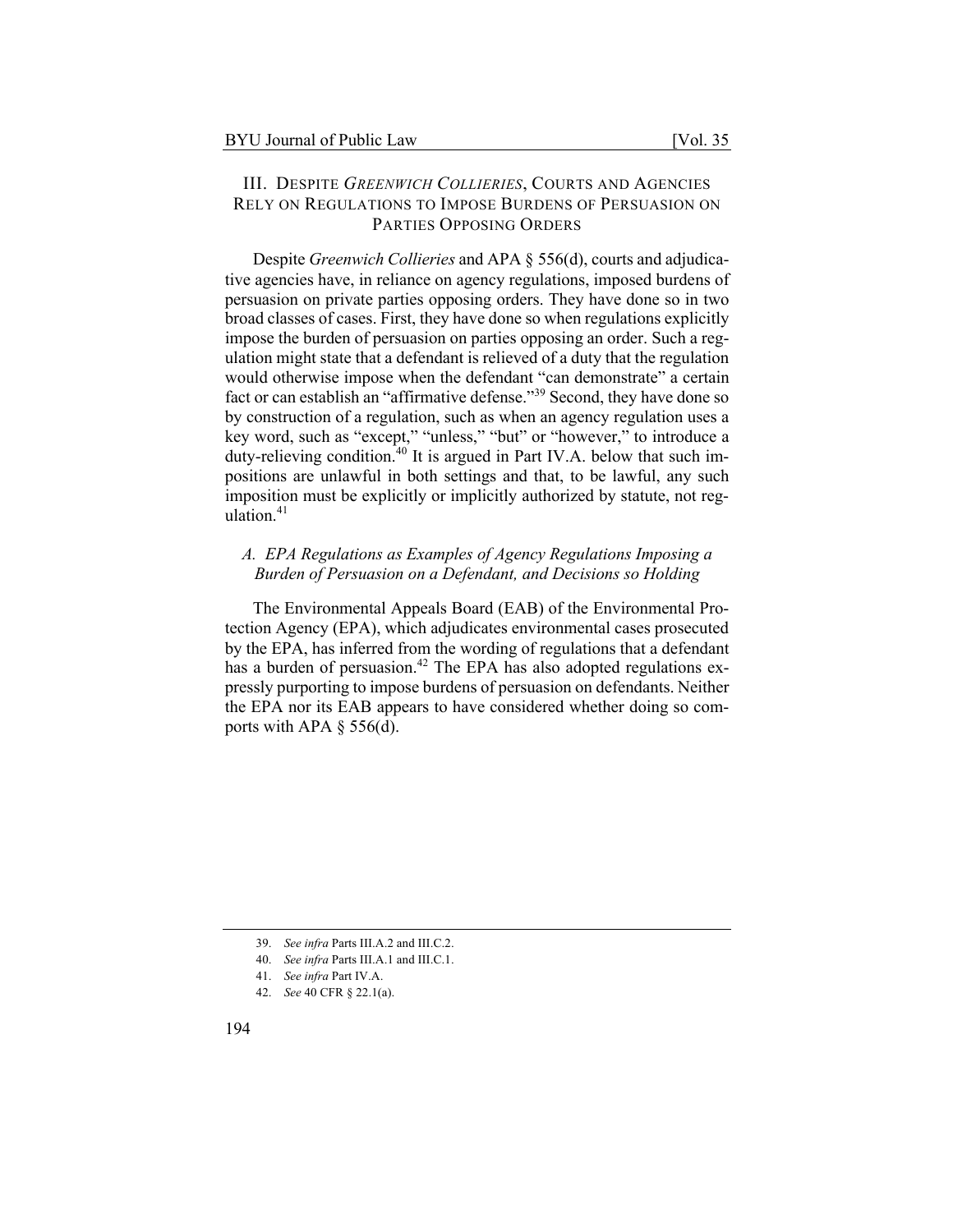## III. Despite *Greenwich Collieries*, Courts and Agencies Rely on Regulations to Impose Burdens of Persuasion on Parties Opposing Orders

Despite *Greenwich Collieries* and APA § 556(d), courts and adjudicative agencies have, in reliance on agency regulations, imposed burdens of persuasion on private parties opposing orders. They have done so in two broad classes of cases. First, they have done so when regulations explicitly impose the burden of persuasion on parties opposing an order. Such a regulation might state that a defendant is relieved of a duty that the regulation would otherwise impose when the defendant "can demonstrate" a certain fact or can establish an "affirmative defense."[39] Second, they have done so by construction of a regulation, such as when an agency regulation uses a key word, such as "except," "unless," "but" or "however," to introduce a duty-relieving condition.[40] It is argued in Part IV.A. below that such impositions are unlawful in both settings and that, to be lawful, any such imposition must be explicitly or implicitly authorized by statute, not regulation.[41]

### *A. EPA Regulations as Examples of Agency Regulations Imposing a Burden of Persuasion on a Defendant, and Decisions so Holding*

The Environmental Appeals Board (EAB) of the Environmental Protection Agency (EPA), which adjudicates environmental cases prosecuted by the EPA, has inferred from the wording of regulations that a defendant has a burden of persuasion.[42] The EPA has also adopted regulations expressly purporting to impose burdens of persuasion on defendants. Neither the EPA nor its EAB appears to have considered whether doing so comports with APA § 556(d).

---

39. *See infra* Parts III.A.2 and III.C.2.

40. *See infra* Parts III.A.1 and III.C.1.

41. *See infra* Part IV.A.

42. *See* 40 CFR § 22.1(a).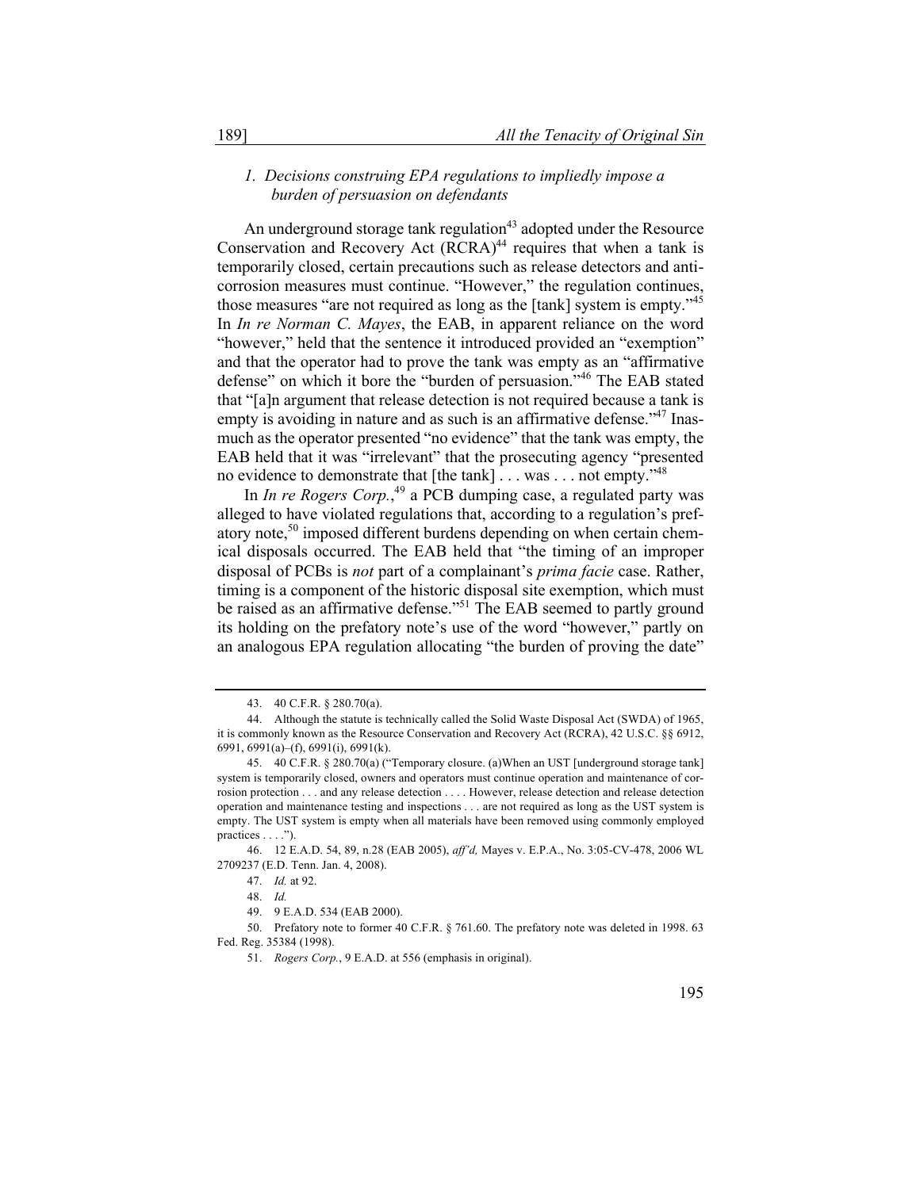### *1. Decisions construing EPA regulations to impliedly impose a burden of persuasion on defendants*

An underground storage tank regulation[43] adopted under the Resource Conservation and Recovery Act (RCRA)[44] requires that when a tank is temporarily closed, certain precautions such as release detectors and anti-corrosion measures must continue. "However," the regulation continues, those measures "are not required as long as the [tank] system is empty."[45] In *In re Norman C. Mayes*, the EAB, in apparent reliance on the word "however," held that the sentence it introduced provided an "exemption" and that the operator had to prove the tank was empty as an "affirmative defense" on which it bore the "burden of persuasion."[46] The EAB stated that "[a]n argument that release detection is not required because a tank is empty is avoiding in nature and as such is an affirmative defense."[47] Inasmuch as the operator presented "no evidence" that the tank was empty, the EAB held that it was "irrelevant" that the prosecuting agency "presented no evidence to demonstrate that [the tank] . . . was . . . not empty."[48]

In *In re Rogers Corp.*,[49] a PCB dumping case, a regulated party was alleged to have violated regulations that, according to a regulation's prefatory note,[50] imposed different burdens depending on when certain chemical disposals occurred. The EAB held that "the timing of an improper disposal of PCBs is *not* part of a complainant's *prima facie* case. Rather, timing is a component of the historic disposal site exemption, which must be raised as an affirmative defense."[51] The EAB seemed to partly ground its holding on the prefatory note's use of the word "however," partly on an analogous EPA regulation allocating "the burden of proving the date"

---

43. 40 C.F.R. § 280.70(a).

44. Although the statute is technically called the Solid Waste Disposal Act (SWDA) of 1965, it is commonly known as the Resource Conservation and Recovery Act (RCRA), 42 U.S.C. §§ 6912, 6991, 6991(a)–(f), 6991(i), 6991(k).

45. 40 C.F.R. § 280.70(a) ("Temporary closure. (a)When an UST [underground storage tank] system is temporarily closed, owners and operators must continue operation and maintenance of corrosion protection . . . and any release detection . . . . However, release detection and release detection operation and maintenance testing and inspections . . . are not required as long as the UST system is empty. The UST system is empty when all materials have been removed using commonly employed practices . . . .").

46. 12 E.A.D. 54, 89, n.28 (EAB 2005), *aff'd,* Mayes v. E.P.A., No. 3:05-CV-478, 2006 WL 2709237 (E.D. Tenn. Jan. 4, 2008).

47. *Id.* at 92.

48. *Id.*

49. 9 E.A.D. 534 (EAB 2000).

50. Prefatory note to former 40 C.F.R. § 761.60. The prefatory note was deleted in 1998. 63 Fed. Reg. 35384 (1998).

51. *Rogers Corp.*, 9 E.A.D. at 556 (emphasis in original).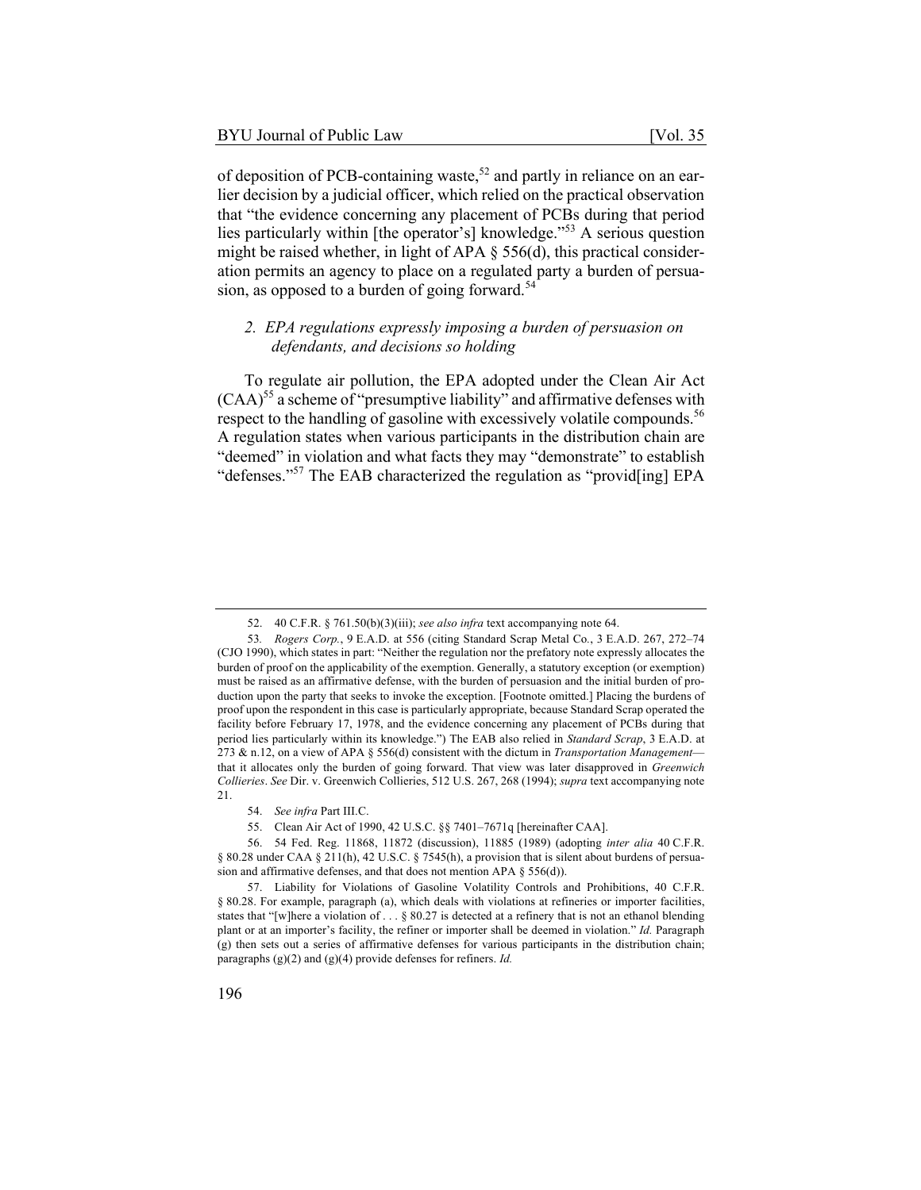of deposition of PCB-containing waste,[52] and partly in reliance on an earlier decision by a judicial officer, which relied on the practical observation that "the evidence concerning any placement of PCBs during that period lies particularly within [the operator's] knowledge."[53] A serious question might be raised whether, in light of APA § 556(d), this practical consideration permits an agency to place on a regulated party a burden of persuasion, as opposed to a burden of going forward.[54]

### *2. EPA regulations expressly imposing a burden of persuasion on defendants, and decisions so holding*

To regulate air pollution, the EPA adopted under the Clean Air Act (CAA)[55] a scheme of "presumptive liability" and affirmative defenses with respect to the handling of gasoline with excessively volatile compounds.[56] A regulation states when various participants in the distribution chain are "deemed" in violation and what facts they may "demonstrate" to establish "defenses."[57] The EAB characterized the regulation as "provid[ing] EPA

---

52. 40 C.F.R. § 761.50(b)(3)(iii); *see also infra* text accompanying note 64.

53. *Rogers Corp.*, 9 E.A.D. at 556 (citing Standard Scrap Metal Co., 3 E.A.D. 267, 272–74 (CJO 1990), which states in part: "Neither the regulation nor the prefatory note expressly allocates the burden of proof on the applicability of the exemption. Generally, a statutory exception (or exemption) must be raised as an affirmative defense, with the burden of persuasion and the initial burden of production upon the party that seeks to invoke the exception. [Footnote omitted.] Placing the burdens of proof upon the respondent in this case is particularly appropriate, because Standard Scrap operated the facility before February 17, 1978, and the evidence concerning any placement of PCBs during that period lies particularly within its knowledge.") The EAB also relied in *Standard Scrap*, 3 E.A.D. at 273 & n.12, on a view of APA § 556(d) consistent with the dictum in *Transportation Management*—that it allocates only the burden of going forward. That view was later disapproved in *Greenwich Collieries*. *See* Dir. v. Greenwich Collieries, 512 U.S. 267, 268 (1994); *supra* text accompanying note 21.

54. *See infra* Part III.C.

55. Clean Air Act of 1990, 42 U.S.C. §§ 7401–7671q [hereinafter CAA].

56. 54 Fed. Reg. 11868, 11872 (discussion), 11885 (1989) (adopting *inter alia* 40 C.F.R. § 80.28 under CAA § 211(h), 42 U.S.C. § 7545(h), a provision that is silent about burdens of persuasion and affirmative defenses, and that does not mention APA § 556(d)).

57. Liability for Violations of Gasoline Volatility Controls and Prohibitions, 40 C.F.R. § 80.28. For example, paragraph (a), which deals with violations at refineries or importer facilities, states that "[w]here a violation of . . . § 80.27 is detected at a refinery that is not an ethanol blending plant or at an importer's facility, the refiner or importer shall be deemed in violation." *Id.* Paragraph (g) then sets out a series of affirmative defenses for various participants in the distribution chain; paragraphs (g)(2) and (g)(4) provide defenses for refiners. *Id.*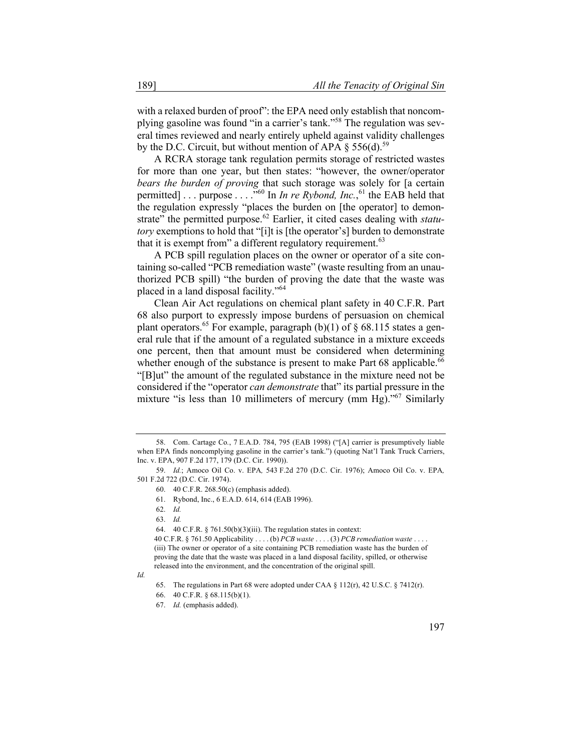with a relaxed burden of proof": the EPA need only establish that noncomplying gasoline was found "in a carrier's tank."[58] The regulation was several times reviewed and nearly entirely upheld against validity challenges by the D.C. Circuit, but without mention of APA § 556(d).[59]

A RCRA storage tank regulation permits storage of restricted wastes for more than one year, but then states: "however, the owner/operator *bears the burden of proving* that such storage was solely for [a certain permitted] . . . purpose . . . ."[60] In *In re Rybond, Inc.*,[61] the EAB held that the regulation expressly "places the burden on [the operator] to demonstrate" the permitted purpose.[62] Earlier, it cited cases dealing with *statutory* exemptions to hold that "[i]t is [the operator's] burden to demonstrate that it is exempt from" a different regulatory requirement.[63]

A PCB spill regulation places on the owner or operator of a site containing so-called "PCB remediation waste" (waste resulting from an unauthorized PCB spill) "the burden of proving the date that the waste was placed in a land disposal facility."[64]

Clean Air Act regulations on chemical plant safety in 40 C.F.R. Part 68 also purport to expressly impose burdens of persuasion on chemical plant operators.[65] For example, paragraph (b)(1) of § 68.115 states a general rule that if the amount of a regulated substance in a mixture exceeds one percent, then that amount must be considered when determining whether enough of the substance is present to make Part 68 applicable.[66] "[B]ut" the amount of the regulated substance in the mixture need not be considered if the "operator *can demonstrate* that" its partial pressure in the mixture "is less than 10 millimeters of mercury (mm Hg)."[67] Similarly

---

58. Com. Cartage Co., 7 E.A.D. 784, 795 (EAB 1998) ("[A] carrier is presumptively liable when EPA finds noncomplying gasoline in the carrier's tank.") (quoting Nat'l Tank Truck Carriers, Inc. v. EPA, 907 F.2d 177, 179 (D.C. Cir. 1990)).

59. *Id.*; Amoco Oil Co. v. EPA*,* 543 F.2d 270 (D.C. Cir. 1976); Amoco Oil Co. v. EPA*,* 501 F.2d 722 (D.C. Cir. 1974).

60. 40 C.F.R. 268.50(c) (emphasis added).

61. Rybond, Inc., 6 E.A.D. 614, 614 (EAB 1996).

62. *Id.*

63. *Id.*

64. 40 C.F.R. § 761.50(b)(3)(iii). The regulation states in context:

> 40 C.F.R. § 761.50 Applicability . . . . (b) *PCB waste* . . . . (3) *PCB remediation waste* . . . . (iii) The owner or operator of a site containing PCB remediation waste has the burden of proving the date that the waste was placed in a land disposal facility, spilled, or otherwise released into the environment, and the concentration of the original spill.

*Id.*

65. The regulations in Part 68 were adopted under CAA § 112(r), 42 U.S.C. § 7412(r).

66. 40 C.F.R. § 68.115(b)(1).

67. *Id.* (emphasis added).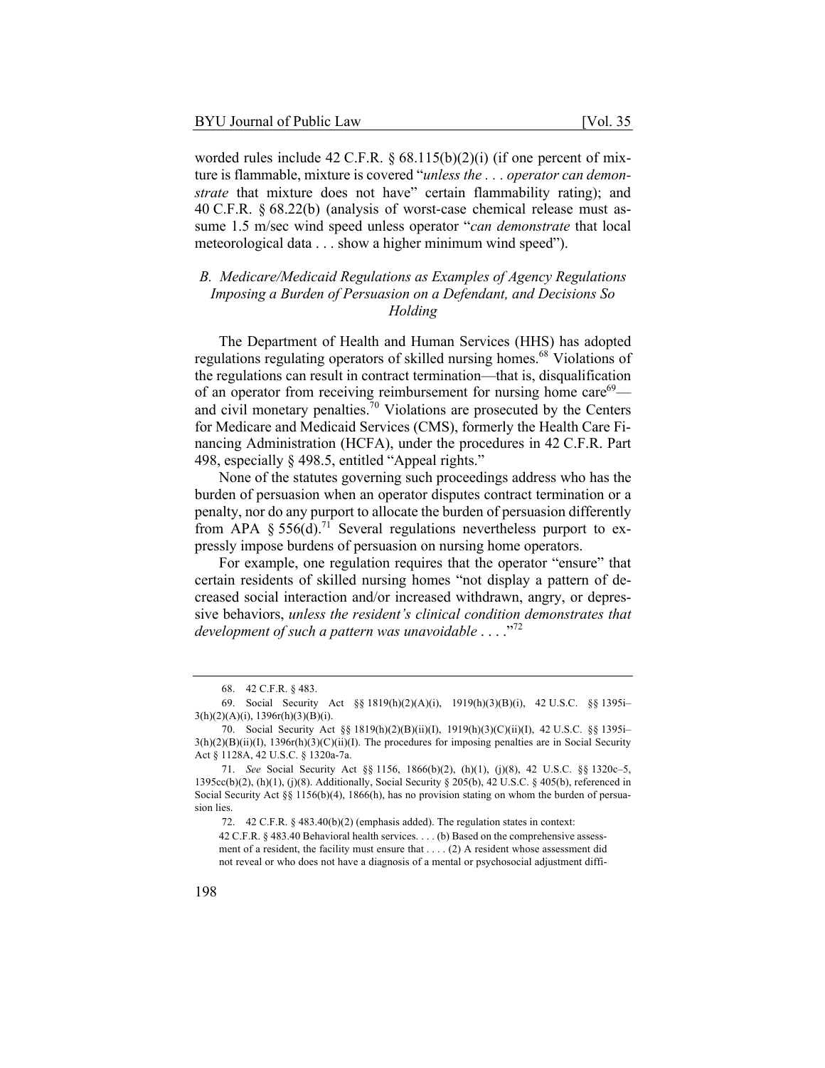worded rules include 42 C.F.R. § 68.115(b)(2)(i) (if one percent of mixture is flammable, mixture is covered "*unless the . . . operator can demonstrate* that mixture does not have" certain flammability rating); and 40 C.F.R. § 68.22(b) (analysis of worst-case chemical release must assume 1.5 m/sec wind speed unless operator "*can demonstrate* that local meteorological data . . . show a higher minimum wind speed").

### *B. Medicare/Medicaid Regulations as Examples of Agency Regulations Imposing a Burden of Persuasion on a Defendant, and Decisions So Holding*

The Department of Health and Human Services (HHS) has adopted regulations regulating operators of skilled nursing homes.[68] Violations of the regulations can result in contract termination—that is, disqualification of an operator from receiving reimbursement for nursing home care[69]—and civil monetary penalties.[70] Violations are prosecuted by the Centers for Medicare and Medicaid Services (CMS), formerly the Health Care Financing Administration (HCFA), under the procedures in 42 C.F.R. Part 498, especially § 498.5, entitled "Appeal rights."

None of the statutes governing such proceedings address who has the burden of persuasion when an operator disputes contract termination or a penalty, nor do any purport to allocate the burden of persuasion differently from APA § 556(d).[71] Several regulations nevertheless purport to expressly impose burdens of persuasion on nursing home operators.

For example, one regulation requires that the operator "ensure" that certain residents of skilled nursing homes "not display a pattern of decreased social interaction and/or increased withdrawn, angry, or depressive behaviors, *unless the resident's clinical condition demonstrates that development of such a pattern was unavoidable* . . . ."[72]

---

68. 42 C.F.R. § 483.

69. Social Security Act §§ 1819(h)(2)(A)(i), 1919(h)(3)(B)(i), 42 U.S.C. §§ 1395i–3(h)(2)(A)(i), 1396r(h)(3)(B)(i).

70. Social Security Act §§ 1819(h)(2)(B)(ii)(I), 1919(h)(3)(C)(ii)(I), 42 U.S.C. §§ 1395i–3(h)(2)(B)(ii)(I), 1396r(h)(3)(C)(ii)(I). The procedures for imposing penalties are in Social Security Act § 1128A, 42 U.S.C. § 1320a-7a.

71. *See* Social Security Act §§ 1156, 1866(b)(2), (h)(1), (j)(8), 42 U.S.C. §§ 1320c–5, 1395cc(b)(2), (h)(1), (j)(8). Additionally, Social Security § 205(b), 42 U.S.C. § 405(b), referenced in Social Security Act §§ 1156(b)(4), 1866(h), has no provision stating on whom the burden of persuasion lies.

72. 42 C.F.R. § 483.40(b)(2) (emphasis added). The regulation states in context:

> 42 C.F.R. § 483.40 Behavioral health services. . . . (b) Based on the comprehensive assessment of a resident, the facility must ensure that . . . . (2) A resident whose assessment did not reveal or who does not have a diagnosis of a mental or psychosocial adjustment diffi-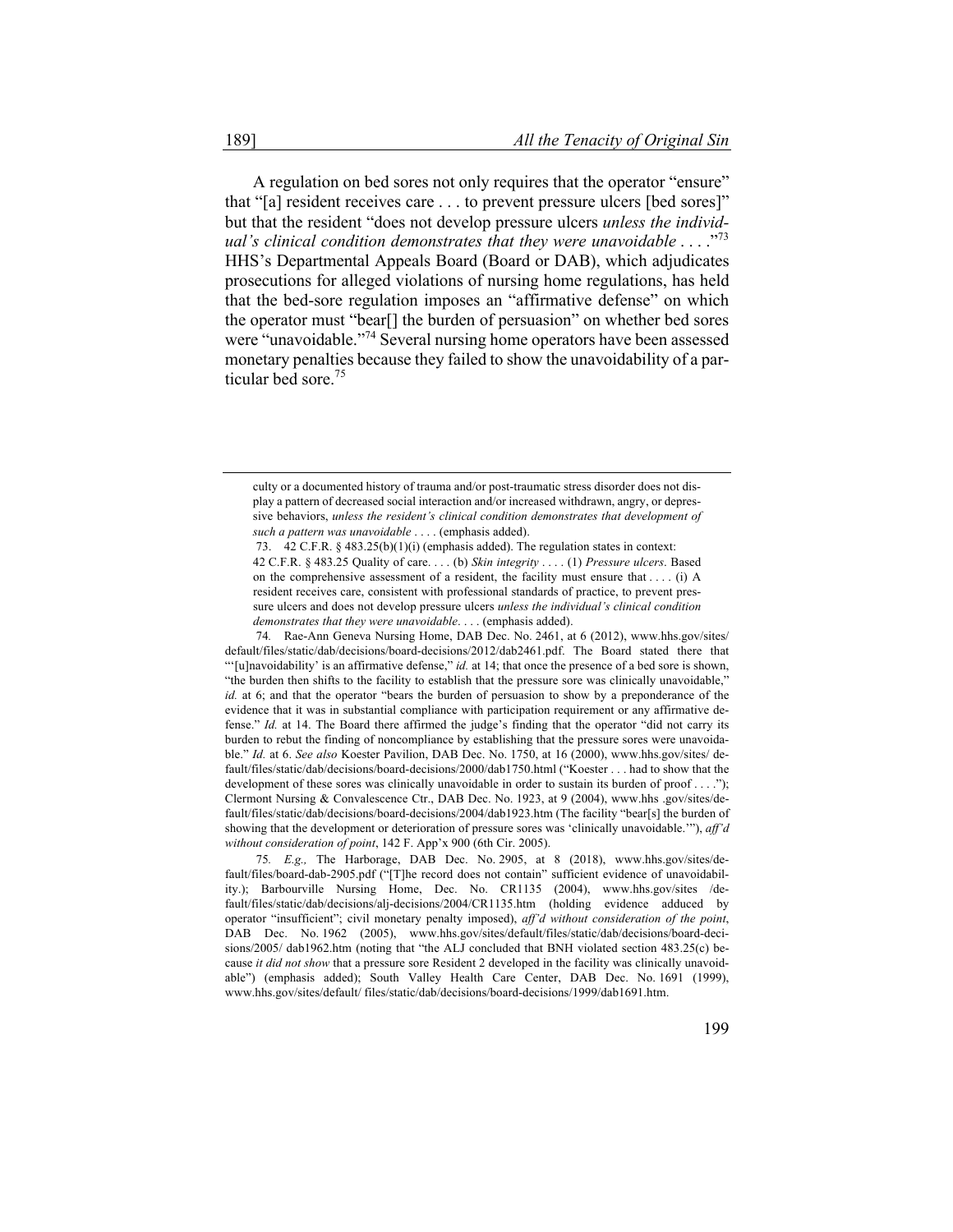A regulation on bed sores not only requires that the operator "ensure" that "[a] resident receives care . . . to prevent pressure ulcers [bed sores]" but that the resident "does not develop pressure ulcers *unless the individual's clinical condition demonstrates that they were unavoidable* . . . ."[73] HHS's Departmental Appeals Board (Board or DAB), which adjudicates prosecutions for alleged violations of nursing home regulations, has held that the bed-sore regulation imposes an "affirmative defense" on which the operator must "bear[] the burden of persuasion" on whether bed sores were "unavoidable."[74] Several nursing home operators have been assessed monetary penalties because they failed to show the unavoidability of a particular bed sore.[75]

---

culty or a documented history of trauma and/or post-traumatic stress disorder does not display a pattern of decreased social interaction and/or increased withdrawn, angry, or depressive behaviors, *unless the resident's clinical condition demonstrates that development of such a pattern was unavoidable* . . . . (emphasis added).

73. 42 C.F.R. § 483.25(b)(1)(i) (emphasis added). The regulation states in context:

42 C.F.R. § 483.25 Quality of care. . . . (b) *Skin integrity* . . . . (1) *Pressure ulcers*. Based on the comprehensive assessment of a resident, the facility must ensure that . . . . (i) A resident receives care, consistent with professional standards of practice, to prevent pressure ulcers and does not develop pressure ulcers *unless the individual's clinical condition demonstrates that they were unavoidable*. . . . (emphasis added).

74. Rae-Ann Geneva Nursing Home, DAB Dec. No. 2461, at 6 (2012), www.hhs.gov/sites/default/files/static/dab/decisions/board-decisions/2012/dab2461.pdf. The Board stated there that "'[u]navoidability' is an affirmative defense," *id.* at 14; that once the presence of a bed sore is shown, "the burden then shifts to the facility to establish that the pressure sore was clinically unavoidable," *id.* at 6; and that the operator "bears the burden of persuasion to show by a preponderance of the evidence that it was in substantial compliance with participation requirement or any affirmative defense." *Id.* at 14. The Board there affirmed the judge's finding that the operator "did not carry its burden to rebut the finding of noncompliance by establishing that the pressure sores were unavoidable." *Id.* at 6. *See also* Koester Pavilion, DAB Dec. No. 1750, at 16 (2000), www.hhs.gov/sites/default/files/static/dab/decisions/board-decisions/2000/dab1750.html ("Koester . . . had to show that the development of these sores was clinically unavoidable in order to sustain its burden of proof . . . ."); Clermont Nursing & Convalescence Ctr., DAB Dec. No. 1923, at 9 (2004), www.hhs.gov/sites/default/files/static/dab/decisions/board-decisions/2004/dab1923.htm (The facility "bear[s] the burden of showing that the development or deterioration of pressure sores was 'clinically unavoidable.'"), *aff'd without consideration of point*, 142 F. App'x 900 (6th Cir. 2005).

75. *E.g.,* The Harborage, DAB Dec. No. 2905, at 8 (2018), www.hhs.gov/sites/default/files/board-dab-2905.pdf ("[T]he record does not contain" sufficient evidence of unavoidability.); Barbourville Nursing Home, Dec. No. CR1135 (2004), www.hhs.gov/sites/default/files/static/dab/decisions/alj-decisions/2004/CR1135.htm (holding evidence adduced by operator "insufficient"; civil monetary penalty imposed), *aff'd without consideration of the point*, DAB Dec. No. 1962 (2005), www.hhs.gov/sites/default/files/static/dab/decisions/board-decisions/2005/dab1962.htm (noting that "the ALJ concluded that BNH violated section 483.25(c) because *it did not show* that a pressure sore Resident 2 developed in the facility was clinically unavoidable") (emphasis added); South Valley Health Care Center, DAB Dec. No. 1691 (1999), www.hhs.gov/sites/default/files/static/dab/decisions/board-decisions/1999/dab1691.htm.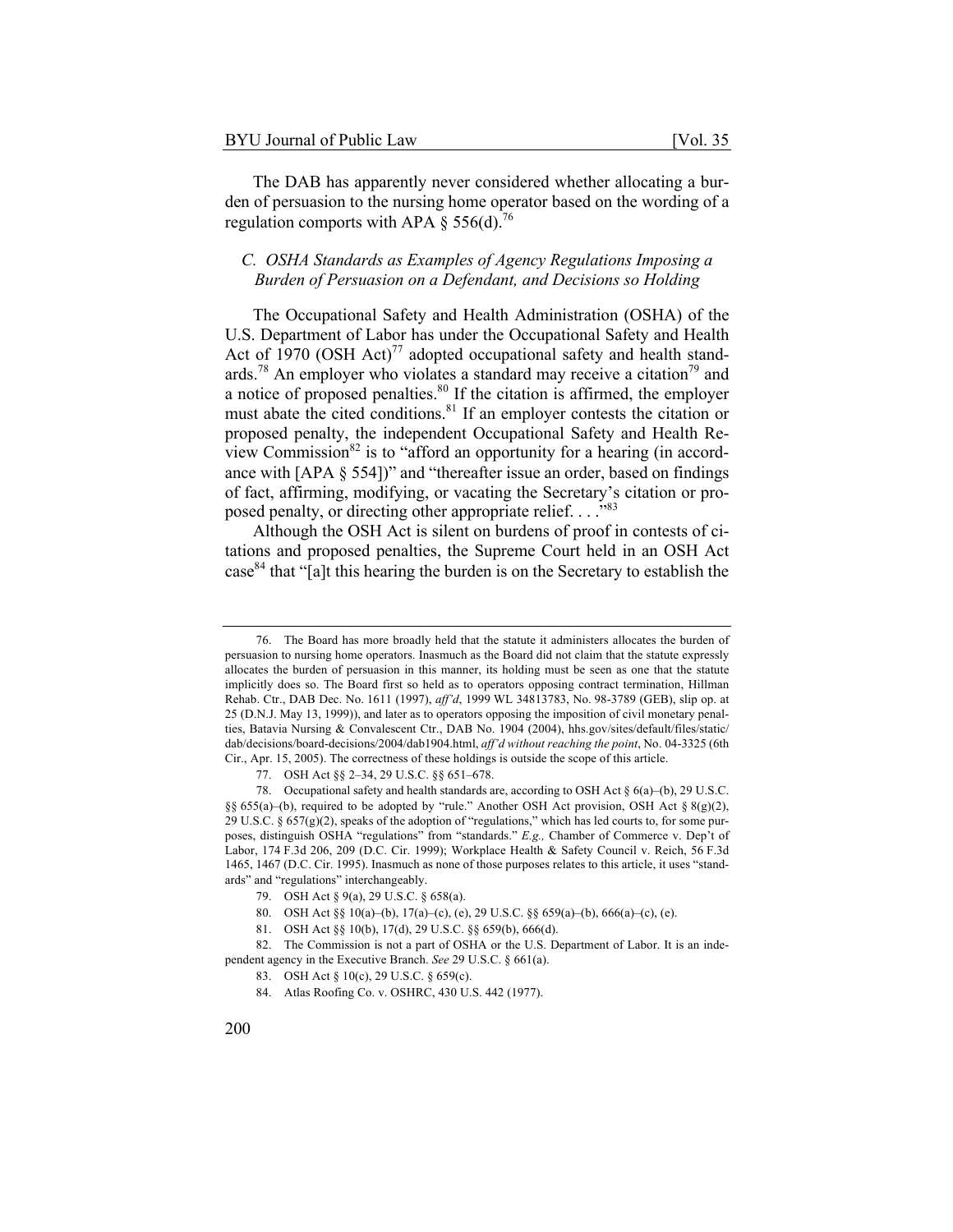The DAB has apparently never considered whether allocating a burden of persuasion to the nursing home operator based on the wording of a regulation comports with APA § 556(d).[76]

### C. OSHA Standards as Examples of Agency Regulations Imposing a Burden of Persuasion on a Defendant, and Decisions so Holding

The Occupational Safety and Health Administration (OSHA) of the U.S. Department of Labor has under the Occupational Safety and Health Act of 1970 (OSH Act)[77] adopted occupational safety and health standards.[78] An employer who violates a standard may receive a citation[79] and a notice of proposed penalties.[80] If the citation is affirmed, the employer must abate the cited conditions.[81] If an employer contests the citation or proposed penalty, the independent Occupational Safety and Health Review Commission[82] is to "afford an opportunity for a hearing (in accordance with [APA § 554])" and "thereafter issue an order, based on findings of fact, affirming, modifying, or vacating the Secretary's citation or proposed penalty, or directing other appropriate relief. . . ."[83]

Although the OSH Act is silent on burdens of proof in contests of citations and proposed penalties, the Supreme Court held in an OSH Act case[84] that "[a]t this hearing the burden is on the Secretary to establish the

---

76. The Board has more broadly held that the statute it administers allocates the burden of persuasion to nursing home operators. Inasmuch as the Board did not claim that the statute expressly allocates the burden of persuasion in this manner, its holding must be seen as one that the statute implicitly does so. The Board first so held as to operators opposing contract termination, Hillman Rehab. Ctr., DAB Dec. No. 1611 (1997), *aff'd*, 1999 WL 34813783, No. 98-3789 (GEB), slip op. at 25 (D.N.J. May 13, 1999)), and later as to operators opposing the imposition of civil monetary penalties, Batavia Nursing & Convalescent Ctr., DAB No. 1904 (2004), hhs.gov/sites/default/files/static/dab/decisions/board-decisions/2004/dab1904.html, *aff'd without reaching the point*, No. 04-3325 (6th Cir., Apr. 15, 2005). The correctness of these holdings is outside the scope of this article.

77. OSH Act §§ 2–34, 29 U.S.C. §§ 651–678.

78. Occupational safety and health standards are, according to OSH Act § 6(a)–(b), 29 U.S.C. §§ 655(a)–(b), required to be adopted by "rule." Another OSH Act provision, OSH Act § 8(g)(2), 29 U.S.C. § 657(g)(2), speaks of the adoption of "regulations," which has led courts to, for some purposes, distinguish OSHA "regulations" from "standards." *E.g.,* Chamber of Commerce v. Dep't of Labor, 174 F.3d 206, 209 (D.C. Cir. 1999); Workplace Health & Safety Council v. Reich, 56 F.3d 1465, 1467 (D.C. Cir. 1995). Inasmuch as none of those purposes relates to this article, it uses "standards" and "regulations" interchangeably.

79. OSH Act § 9(a), 29 U.S.C. § 658(a).

80. OSH Act §§ 10(a)–(b), 17(a)–(c), (e), 29 U.S.C. §§ 659(a)–(b), 666(a)–(c), (e).

81. OSH Act §§ 10(b), 17(d), 29 U.S.C. §§ 659(b), 666(d).

82. The Commission is not a part of OSHA or the U.S. Department of Labor. It is an independent agency in the Executive Branch. *See* 29 U.S.C. § 661(a).

83. OSH Act § 10(c), 29 U.S.C. § 659(c).

84. Atlas Roofing Co. v. OSHRC, 430 U.S. 442 (1977).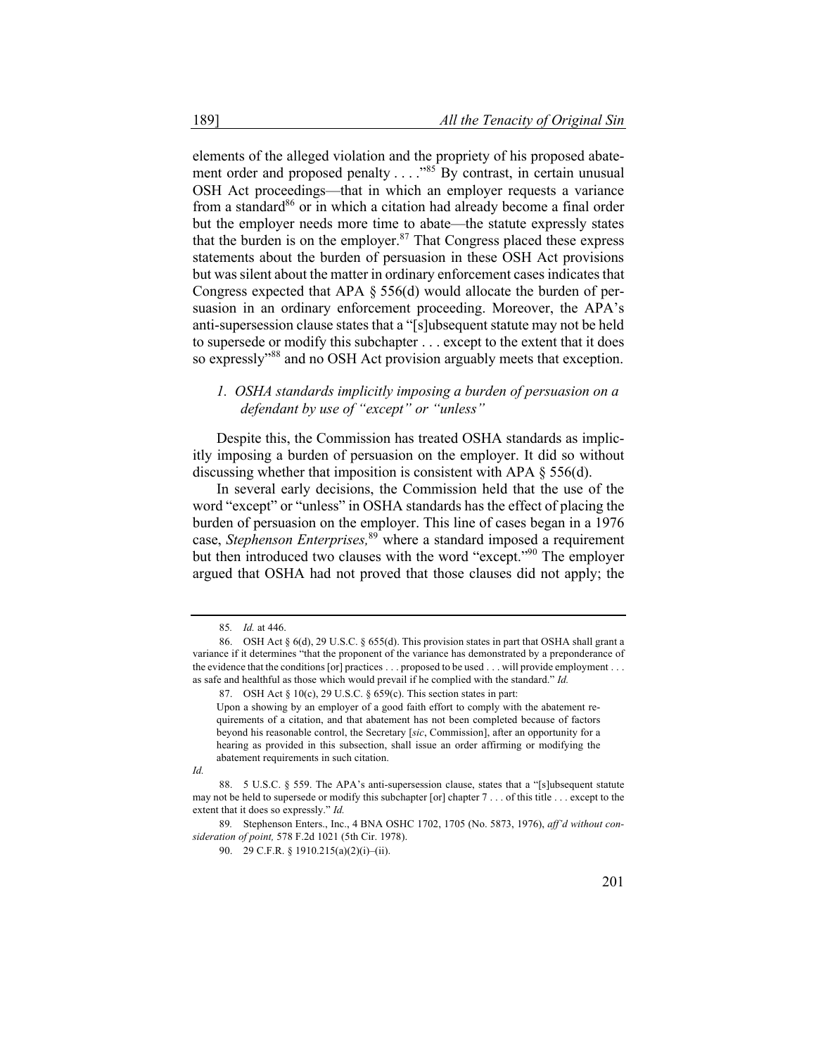elements of the alleged violation and the propriety of his proposed abatement order and proposed penalty . . . ."[85] By contrast, in certain unusual OSH Act proceedings—that in which an employer requests a variance from a standard[86] or in which a citation had already become a final order but the employer needs more time to abate—the statute expressly states that the burden is on the employer.[87] That Congress placed these express statements about the burden of persuasion in these OSH Act provisions but was silent about the matter in ordinary enforcement cases indicates that Congress expected that APA § 556(d) would allocate the burden of persuasion in an ordinary enforcement proceeding. Moreover, the APA's anti-supersession clause states that a "[s]ubsequent statute may not be held to supersede or modify this subchapter . . . except to the extent that it does so expressly"[88] and no OSH Act provision arguably meets that exception.

### *1. OSHA standards implicitly imposing a burden of persuasion on a defendant by use of "except" or "unless"*

Despite this, the Commission has treated OSHA standards as implicitly imposing a burden of persuasion on the employer. It did so without discussing whether that imposition is consistent with APA § 556(d).

In several early decisions, the Commission held that the use of the word "except" or "unless" in OSHA standards has the effect of placing the burden of persuasion on the employer. This line of cases began in a 1976 case, *Stephenson Enterprises,*[89] where a standard imposed a requirement but then introduced two clauses with the word "except."[90] The employer argued that OSHA had not proved that those clauses did not apply; the

---

85. *Id.* at 446.

86. OSH Act § 6(d), 29 U.S.C. § 655(d). This provision states in part that OSHA shall grant a variance if it determines "that the proponent of the variance has demonstrated by a preponderance of the evidence that the conditions [or] practices . . . proposed to be used . . . will provide employment . . . as safe and healthful as those which would prevail if he complied with the standard." *Id.*

87. OSH Act § 10(c), 29 U.S.C. § 659(c). This section states in part:

> Upon a showing by an employer of a good faith effort to comply with the abatement requirements of a citation, and that abatement has not been completed because of factors beyond his reasonable control, the Secretary [*sic*, Commission], after an opportunity for a hearing as provided in this subsection, shall issue an order affirming or modifying the abatement requirements in such citation.

*Id.*

88. 5 U.S.C. § 559. The APA's anti-supersession clause, states that a "[s]ubsequent statute may not be held to supersede or modify this subchapter [or] chapter 7 . . . of this title . . . except to the extent that it does so expressly." *Id.*

89. Stephenson Enters., Inc., 4 BNA OSHC 1702, 1705 (No. 5873, 1976), *aff'd without consideration of point,* 578 F.2d 1021 (5th Cir. 1978).

90. 29 C.F.R. § 1910.215(a)(2)(i)–(ii).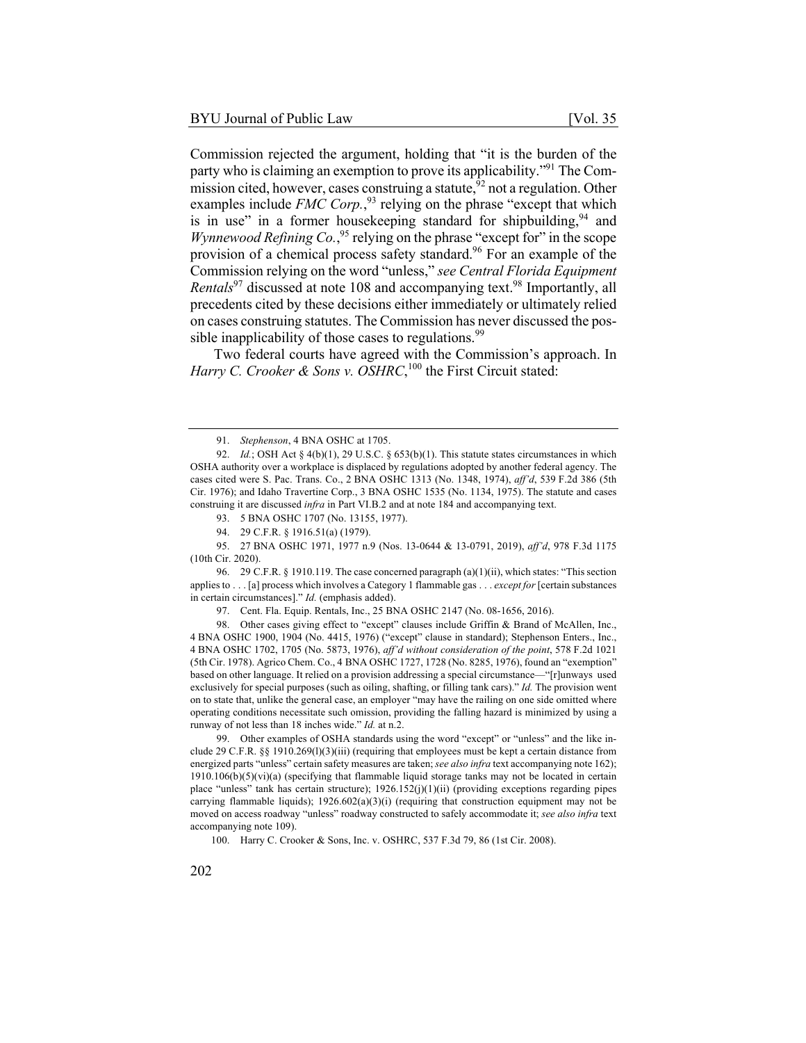Commission rejected the argument, holding that "it is the burden of the party who is claiming an exemption to prove its applicability."[91] The Commission cited, however, cases construing a statute,[92] not a regulation. Other examples include *FMC Corp.*,[93] relying on the phrase "except that which is in use" in a former housekeeping standard for shipbuilding,[94] and *Wynnewood Refining Co.*,[95] relying on the phrase "except for" in the scope provision of a chemical process safety standard.[96] For an example of the Commission relying on the word "unless," *see Central Florida Equipment Rentals*[97] discussed at note 108 and accompanying text.[98] Importantly, all precedents cited by these decisions either immediately or ultimately relied on cases construing statutes. The Commission has never discussed the possible inapplicability of those cases to regulations.[99]

Two federal courts have agreed with the Commission's approach. In *Harry C. Crooker & Sons v. OSHRC*,[100] the First Circuit stated:

---

91. *Stephenson*, 4 BNA OSHC at 1705.

92. *Id.*; OSH Act § 4(b)(1), 29 U.S.C. § 653(b)(1). This statute states circumstances in which OSHA authority over a workplace is displaced by regulations adopted by another federal agency. The cases cited were S. Pac. Trans. Co., 2 BNA OSHC 1313 (No. 1348, 1974), *aff'd*, 539 F.2d 386 (5th Cir. 1976); and Idaho Travertine Corp., 3 BNA OSHC 1535 (No. 1134, 1975). The statute and cases construing it are discussed *infra* in Part VI.B.2 and at note 184 and accompanying text.

93. 5 BNA OSHC 1707 (No. 13155, 1977).

94. 29 C.F.R. § 1916.51(a) (1979).

95. 27 BNA OSHC 1971, 1977 n.9 (Nos. 13-0644 & 13-0791, 2019), *aff'd*, 978 F.3d 1175 (10th Cir. 2020).

96. 29 C.F.R. § 1910.119. The case concerned paragraph (a)(1)(ii), which states: "This section applies to . . . [a] process which involves a Category 1 flammable gas . . . *except for* [certain substances in certain circumstances]." *Id.* (emphasis added).

97. Cent. Fla. Equip. Rentals, Inc., 25 BNA OSHC 2147 (No. 08-1656, 2016).

98. Other cases giving effect to "except" clauses include Griffin & Brand of McAllen, Inc., 4 BNA OSHC 1900, 1904 (No. 4415, 1976) ("except" clause in standard); Stephenson Enters., Inc., 4 BNA OSHC 1702, 1705 (No. 5873, 1976), *aff'd without consideration of the point*, 578 F.2d 1021 (5th Cir. 1978). Agrico Chem. Co., 4 BNA OSHC 1727, 1728 (No. 8285, 1976), found an "exemption" based on other language. It relied on a provision addressing a special circumstance—"[r]unways used exclusively for special purposes (such as oiling, shafting, or filling tank cars)." *Id.* The provision went on to state that, unlike the general case, an employer "may have the railing on one side omitted where operating conditions necessitate such omission, providing the falling hazard is minimized by using a runway of not less than 18 inches wide." *Id.* at n.2.

99. Other examples of OSHA standards using the word "except" or "unless" and the like include 29 C.F.R. §§ 1910.269(l)(3)(iii) (requiring that employees must be kept a certain distance from energized parts "unless" certain safety measures are taken; *see also infra* text accompanying note 162); 1910.106(b)(5)(vi)(a) (specifying that flammable liquid storage tanks may not be located in certain place "unless" tank has certain structure); 1926.152(j)(1)(ii) (providing exceptions regarding pipes carrying flammable liquids); 1926.602(a)(3)(i) (requiring that construction equipment may not be moved on access roadway "unless" roadway constructed to safely accommodate it; *see also infra* text accompanying note 109).

100. Harry C. Crooker & Sons, Inc. v. OSHRC, 537 F.3d 79, 86 (1st Cir. 2008).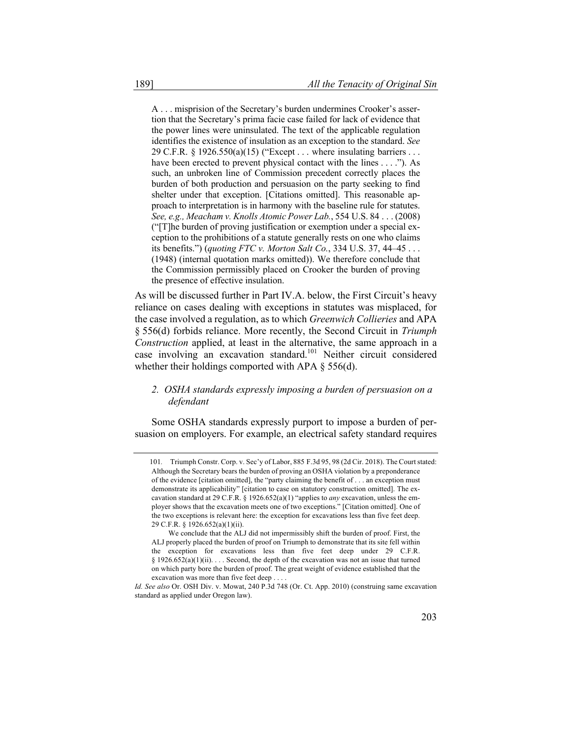> A . . . misprision of the Secretary's burden undermines Crooker's assertion that the Secretary's prima facie case failed for lack of evidence that the power lines were uninsulated. The text of the applicable regulation identifies the existence of insulation as an exception to the standard. *See* 29 C.F.R. § 1926.550(a)(15) ("Except . . . where insulating barriers . . . have been erected to prevent physical contact with the lines . . . ."). As such, an unbroken line of Commission precedent correctly places the burden of both production and persuasion on the party seeking to find shelter under that exception. [Citations omitted]. This reasonable approach to interpretation is in harmony with the baseline rule for statutes. *See, e.g., Meacham v. Knolls Atomic Power Lab.*, 554 U.S. 84 . . . (2008) ("[T]he burden of proving justification or exemption under a special exception to the prohibitions of a statute generally rests on one who claims its benefits.") (*quoting FTC v. Morton Salt Co.*, 334 U.S. 37, 44–45 . . . (1948) (internal quotation marks omitted)). We therefore conclude that the Commission permissibly placed on Crooker the burden of proving the presence of effective insulation.

As will be discussed further in Part IV.A. below, the First Circuit's heavy reliance on cases dealing with exceptions in statutes was misplaced, for the case involved a regulation, as to which *Greenwich Collieries* and APA § 556(d) forbids reliance. More recently, the Second Circuit in *Triumph Construction* applied, at least in the alternative, the same approach in a case involving an excavation standard.[101] Neither circuit considered whether their holdings comported with APA § 556(d).

### *2. OSHA standards expressly imposing a burden of persuasion on a defendant*

Some OSHA standards expressly purport to impose a burden of persuasion on employers. For example, an electrical safety standard requires

---

101. Triumph Constr. Corp. v. Sec'y of Labor, 885 F.3d 95, 98 (2d Cir. 2018). The Court stated:

> Although the Secretary bears the burden of proving an OSHA violation by a preponderance of the evidence [citation omitted], the "party claiming the benefit of . . . an exception must demonstrate its applicability" [citation to case on statutory construction omitted]. The excavation standard at 29 C.F.R. § 1926.652(a)(1) "applies to *any* excavation, unless the employer shows that the excavation meets one of two exceptions." [Citation omitted]. One of the two exceptions is relevant here: the exception for excavations less than five feet deep. 29 C.F.R. § 1926.652(a)(1)(ii).
>
> We conclude that the ALJ did not impermissibly shift the burden of proof. First, the ALJ properly placed the burden of proof on Triumph to demonstrate that its site fell within the exception for excavations less than five feet deep under 29 C.F.R. § 1926.652(a)(1)(ii). . . . Second, the depth of the excavation was not an issue that turned on which party bore the burden of proof. The great weight of evidence established that the excavation was more than five feet deep . . . .

*Id. See also* Or. OSH Div. v. Mowat, 240 P.3d 748 (Or. Ct. App. 2010) (construing same excavation standard as applied under Oregon law).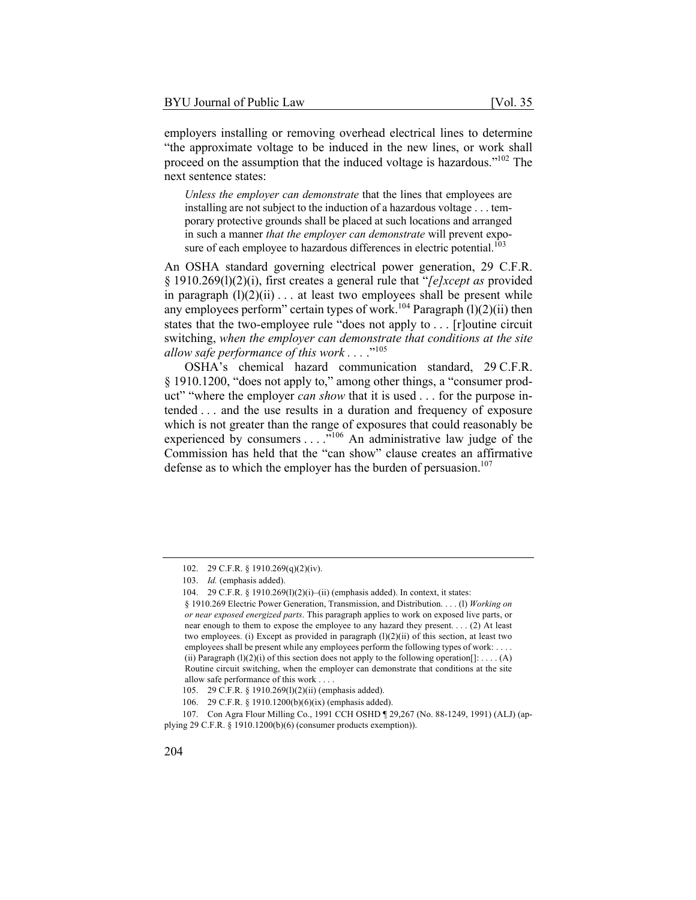employers installing or removing overhead electrical lines to determine "the approximate voltage to be induced in the new lines, or work shall proceed on the assumption that the induced voltage is hazardous."[102] The next sentence states:

> *Unless the employer can demonstrate* that the lines that employees are installing are not subject to the induction of a hazardous voltage . . . temporary protective grounds shall be placed at such locations and arranged in such a manner *that the employer can demonstrate* will prevent exposure of each employee to hazardous differences in electric potential.[103]

An OSHA standard governing electrical power generation, 29 C.F.R. § 1910.269(l)(2)(i), first creates a general rule that "*[e]xcept as* provided in paragraph (l)(2)(ii) . . . at least two employees shall be present while any employees perform" certain types of work.[104] Paragraph (l)(2)(ii) then states that the two-employee rule "does not apply to . . . [r]outine circuit switching, *when the employer can demonstrate that conditions at the site allow safe performance of this work* . . . ."[105]

OSHA's chemical hazard communication standard, 29 C.F.R. § 1910.1200, "does not apply to," among other things, a "consumer product" "where the employer *can show* that it is used . . . for the purpose intended . . . and the use results in a duration and frequency of exposure which is not greater than the range of exposures that could reasonably be experienced by consumers . . . ."[106] An administrative law judge of the Commission has held that the "can show" clause creates an affirmative defense as to which the employer has the burden of persuasion.[107]

---

102. 29 C.F.R. § 1910.269(q)(2)(iv).

103. *Id.* (emphasis added).

104. 29 C.F.R. § 1910.269(l)(2)(i)–(ii) (emphasis added). In context, it states:

> § 1910.269 Electric Power Generation, Transmission, and Distribution. . . . (l) *Working on or near exposed energized parts*. This paragraph applies to work on exposed live parts, or near enough to them to expose the employee to any hazard they present. . . . (2) At least two employees. (i) Except as provided in paragraph (l)(2)(ii) of this section, at least two employees shall be present while any employees perform the following types of work: . . . . (ii) Paragraph (l)(2)(i) of this section does not apply to the following operation[]: . . . . (A) Routine circuit switching, when the employer can demonstrate that conditions at the site allow safe performance of this work . . . .

105. 29 C.F.R. § 1910.269(l)(2)(ii) (emphasis added).

106. 29 C.F.R. § 1910.1200(b)(6)(ix) (emphasis added).

107. Con Agra Flour Milling Co., 1991 CCH OSHD ¶ 29,267 (No. 88-1249, 1991) (ALJ) (applying 29 C.F.R. § 1910.1200(b)(6) (consumer products exemption)).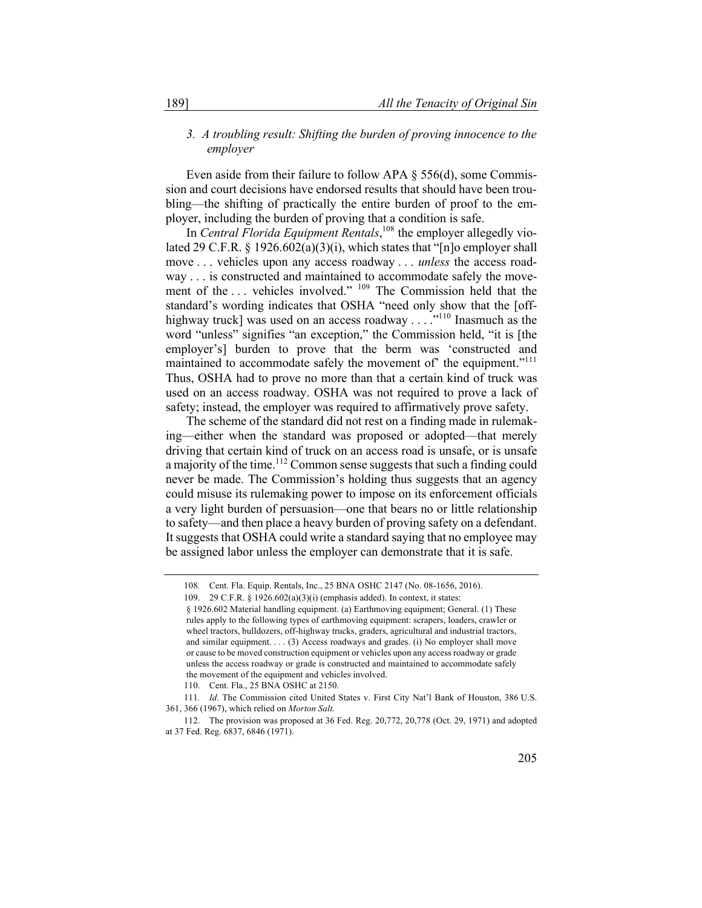### *3. A troubling result: Shifting the burden of proving innocence to the employer*

Even aside from their failure to follow APA § 556(d), some Commission and court decisions have endorsed results that should have been troubling—the shifting of practically the entire burden of proof to the employer, including the burden of proving that a condition is safe.

In *Central Florida Equipment Rentals*,[108] the employer allegedly violated 29 C.F.R. § 1926.602(a)(3)(i), which states that "[n]o employer shall move . . . vehicles upon any access roadway . . . *unless* the access roadway . . . is constructed and maintained to accommodate safely the movement of the . . . vehicles involved."[109] The Commission held that the standard's wording indicates that OSHA "need only show that the [off-highway truck] was used on an access roadway . . . ."[110] Inasmuch as the word "unless" signifies "an exception," the Commission held, "it is [the employer's] burden to prove that the berm was 'constructed and maintained to accommodate safely the movement of' the equipment."[111] Thus, OSHA had to prove no more than that a certain kind of truck was used on an access roadway. OSHA was not required to prove a lack of safety; instead, the employer was required to affirmatively prove safety.

The scheme of the standard did not rest on a finding made in rulemaking—either when the standard was proposed or adopted—that merely driving that certain kind of truck on an access road is unsafe, or is unsafe a majority of the time.[112] Common sense suggests that such a finding could never be made. The Commission's holding thus suggests that an agency could misuse its rulemaking power to impose on its enforcement officials a very light burden of persuasion—one that bears no or little relationship to safety—and then place a heavy burden of proving safety on a defendant. It suggests that OSHA could write a standard saying that no employee may be assigned labor unless the employer can demonstrate that it is safe.

---

108. Cent. Fla. Equip. Rentals, Inc., 25 BNA OSHC 2147 (No. 08-1656, 2016).

109. 29 C.F.R. § 1926.602(a)(3)(i) (emphasis added). In context, it states:

> § 1926.602 Material handling equipment. (a) Earthmoving equipment; General. (1) These rules apply to the following types of earthmoving equipment: scrapers, loaders, crawler or wheel tractors, bulldozers, off-highway trucks, graders, agricultural and industrial tractors, and similar equipment. . . . (3) Access roadways and grades. (i) No employer shall move or cause to be moved construction equipment or vehicles upon any access roadway or grade unless the access roadway or grade is constructed and maintained to accommodate safely the movement of the equipment and vehicles involved.

110. Cent. Fla., 25 BNA OSHC at 2150.

111. *Id*. The Commission cited United States v. First City Nat'l Bank of Houston, 386 U.S. 361, 366 (1967), which relied on *Morton Salt.*

112. The provision was proposed at 36 Fed. Reg. 20,772, 20,778 (Oct. 29, 1971) and adopted at 37 Fed. Reg. 6837, 6846 (1971).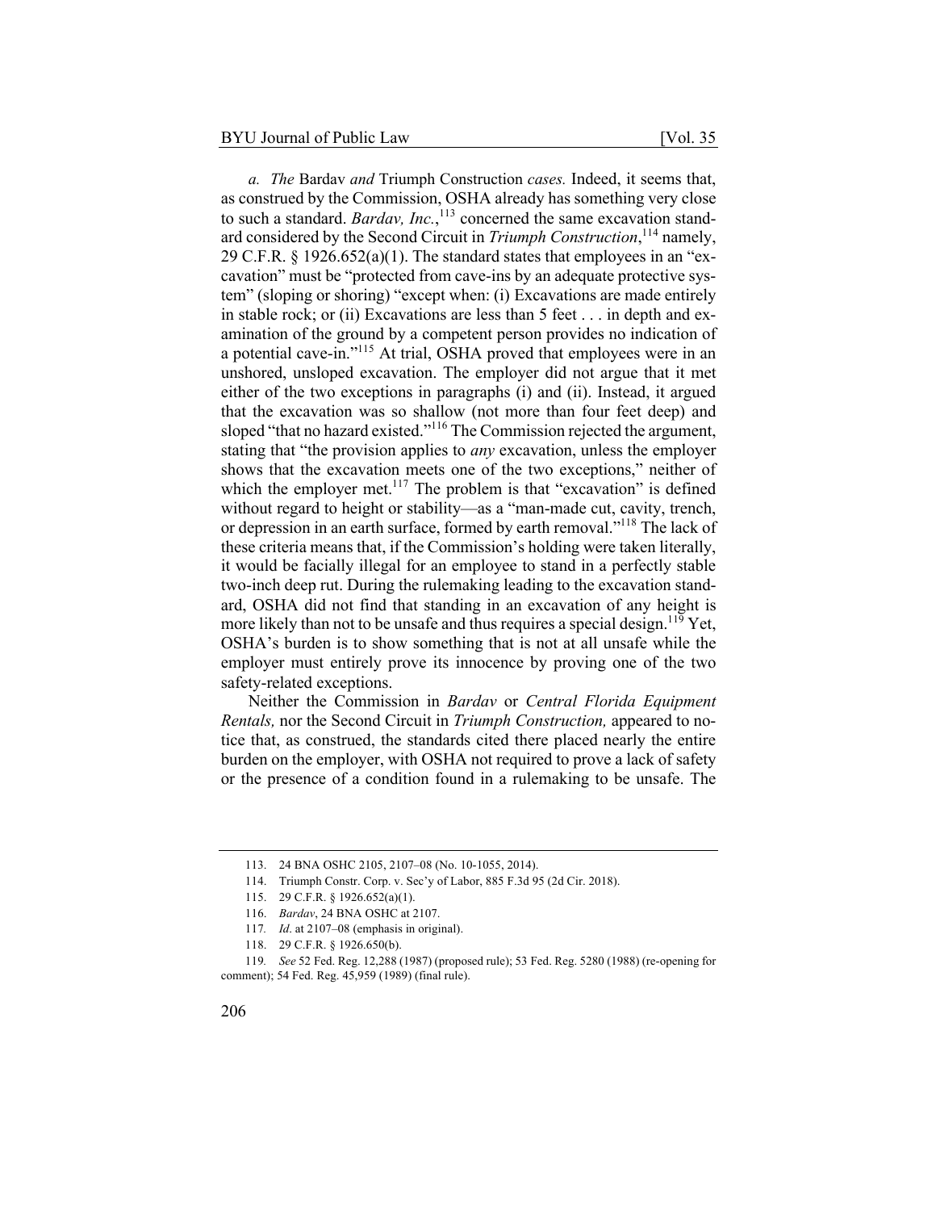*a. The* Bardav *and* Triumph Construction *cases.* Indeed, it seems that, as construed by the Commission, OSHA already has something very close to such a standard. *Bardav, Inc.*,[113] concerned the same excavation standard considered by the Second Circuit in *Triumph Construction*,[114] namely, 29 C.F.R. § 1926.652(a)(1). The standard states that employees in an "excavation" must be "protected from cave-ins by an adequate protective system" (sloping or shoring) "except when: (i) Excavations are made entirely in stable rock; or (ii) Excavations are less than 5 feet . . . in depth and examination of the ground by a competent person provides no indication of a potential cave-in."[115] At trial, OSHA proved that employees were in an unshored, unsloped excavation. The employer did not argue that it met either of the two exceptions in paragraphs (i) and (ii). Instead, it argued that the excavation was so shallow (not more than four feet deep) and sloped "that no hazard existed."[116] The Commission rejected the argument, stating that "the provision applies to *any* excavation, unless the employer shows that the excavation meets one of the two exceptions," neither of which the employer met.[117] The problem is that "excavation" is defined without regard to height or stability—as a "man-made cut, cavity, trench, or depression in an earth surface, formed by earth removal."[118] The lack of these criteria means that, if the Commission's holding were taken literally, it would be facially illegal for an employee to stand in a perfectly stable two-inch deep rut. During the rulemaking leading to the excavation standard, OSHA did not find that standing in an excavation of any height is more likely than not to be unsafe and thus requires a special design.[119] Yet, OSHA's burden is to show something that is not at all unsafe while the employer must entirely prove its innocence by proving one of the two safety-related exceptions.

Neither the Commission in *Bardav* or *Central Florida Equipment Rentals,* nor the Second Circuit in *Triumph Construction,* appeared to notice that, as construed, the standards cited there placed nearly the entire burden on the employer, with OSHA not required to prove a lack of safety or the presence of a condition found in a rulemaking to be unsafe. The

---

113. 24 BNA OSHC 2105, 2107–08 (No. 10-1055, 2014).

114. Triumph Constr. Corp. v. Sec'y of Labor, 885 F.3d 95 (2d Cir. 2018).

115. 29 C.F.R. § 1926.652(a)(1).

116. *Bardav*, 24 BNA OSHC at 2107.

117. *Id*. at 2107–08 (emphasis in original).

118. 29 C.F.R. § 1926.650(b).

119. *See* 52 Fed. Reg. 12,288 (1987) (proposed rule); 53 Fed. Reg. 5280 (1988) (re-opening for comment); 54 Fed. Reg. 45,959 (1989) (final rule).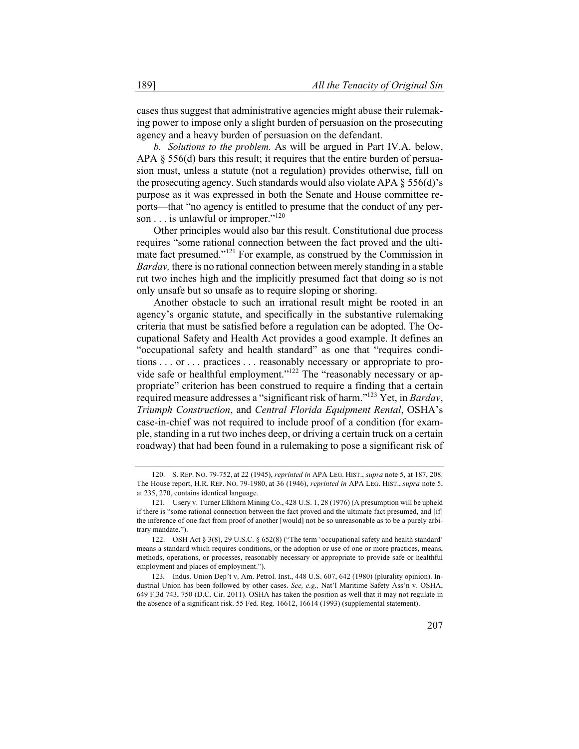cases thus suggest that administrative agencies might abuse their rulemaking power to impose only a slight burden of persuasion on the prosecuting agency and a heavy burden of persuasion on the defendant.

*b. Solutions to the problem.* As will be argued in Part IV.A. below, APA § 556(d) bars this result; it requires that the entire burden of persuasion must, unless a statute (not a regulation) provides otherwise, fall on the prosecuting agency. Such standards would also violate APA § 556(d)'s purpose as it was expressed in both the Senate and House committee reports—that "no agency is entitled to presume that the conduct of any person . . . is unlawful or improper."[120]

Other principles would also bar this result. Constitutional due process requires "some rational connection between the fact proved and the ultimate fact presumed."[121] For example, as construed by the Commission in *Bardav,* there is no rational connection between merely standing in a stable rut two inches high and the implicitly presumed fact that doing so is not only unsafe but so unsafe as to require sloping or shoring.

Another obstacle to such an irrational result might be rooted in an agency's organic statute, and specifically in the substantive rulemaking criteria that must be satisfied before a regulation can be adopted. The Occupational Safety and Health Act provides a good example. It defines an "occupational safety and health standard" as one that "requires conditions . . . or . . . practices . . . reasonably necessary or appropriate to provide safe or healthful employment."[122] The "reasonably necessary or appropriate" criterion has been construed to require a finding that a certain required measure addresses a "significant risk of harm."[123] Yet, in *Bardav*, *Triumph Construction*, and *Central Florida Equipment Rental*, OSHA's case-in-chief was not required to include proof of a condition (for example, standing in a rut two inches deep, or driving a certain truck on a certain roadway) that had been found in a rulemaking to pose a significant risk of

---

120. S. REP. NO. 79-752, at 22 (1945), *reprinted in* APA LEG. HIST., *supra* note 5, at 187, 208. The House report, H.R. REP. NO. 79-1980, at 36 (1946), *reprinted in* APA LEG. HIST., *supra* note 5, at 235, 270, contains identical language.

121. Usery v. Turner Elkhorn Mining Co., 428 U.S. 1, 28 (1976) (A presumption will be upheld if there is "some rational connection between the fact proved and the ultimate fact presumed, and [if] the inference of one fact from proof of another [would] not be so unreasonable as to be a purely arbitrary mandate.").

122. OSH Act § 3(8), 29 U.S.C. § 652(8) ("The term 'occupational safety and health standard' means a standard which requires conditions, or the adoption or use of one or more practices, means, methods, operations, or processes, reasonably necessary or appropriate to provide safe or healthful employment and places of employment.").

123. Indus. Union Dep't v. Am. Petrol. Inst., 448 U.S. 607, 642 (1980) (plurality opinion). Industrial Union has been followed by other cases. *See, e.g.,* Nat'l Maritime Safety Ass'n v. OSHA, 649 F.3d 743, 750 (D.C. Cir. 2011). OSHA has taken the position as well that it may not regulate in the absence of a significant risk. 55 Fed. Reg. 16612, 16614 (1993) (supplemental statement).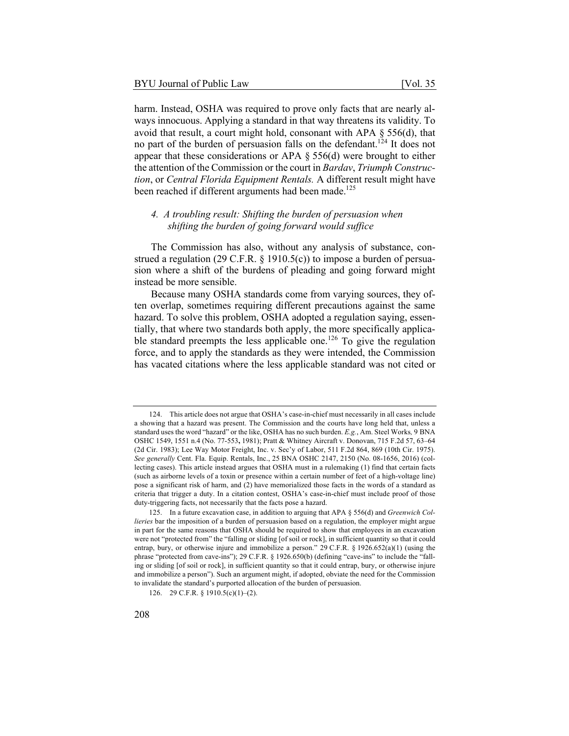harm. Instead, OSHA was required to prove only facts that are nearly always innocuous. Applying a standard in that way threatens its validity. To avoid that result, a court might hold, consonant with APA § 556(d), that no part of the burden of persuasion falls on the defendant.[124] It does not appear that these considerations or APA § 556(d) were brought to either the attention of the Commission or the court in *Bardav*, *Triumph Construction*, or *Central Florida Equipment Rentals.* A different result might have been reached if different arguments had been made.[125]

### *4. A troubling result: Shifting the burden of persuasion when shifting the burden of going forward would suffice*

The Commission has also, without any analysis of substance, construed a regulation (29 C.F.R. § 1910.5(c)) to impose a burden of persuasion where a shift of the burdens of pleading and going forward might instead be more sensible.

Because many OSHA standards come from varying sources, they often overlap, sometimes requiring different precautions against the same hazard. To solve this problem, OSHA adopted a regulation saying, essentially, that where two standards both apply, the more specifically applicable standard preempts the less applicable one.[126] To give the regulation force, and to apply the standards as they were intended, the Commission has vacated citations where the less applicable standard was not cited or

---

124. This article does not argue that OSHA's case-in-chief must necessarily in all cases include a showing that a hazard was present. The Commission and the courts have long held that, unless a standard uses the word "hazard" or the like, OSHA has no such burden. *E.g.*, Am. Steel Works*,* 9 BNA OSHC 1549, 1551 n.4 (No. 77-553**,** 1981); Pratt & Whitney Aircraft v. Donovan, 715 F.2d 57, 63–64 (2d Cir. 1983); Lee Way Motor Freight, Inc. v. Sec'y of Labor, 511 F.2d 864, 869 (10th Cir. 1975). *See generally* Cent. Fla. Equip. Rentals, Inc., 25 BNA OSHC 2147, 2150 (No. 08-1656, 2016) (collecting cases). This article instead argues that OSHA must in a rulemaking (1) find that certain facts (such as airborne levels of a toxin or presence within a certain number of feet of a high-voltage line) pose a significant risk of harm, and (2) have memorialized those facts in the words of a standard as criteria that trigger a duty. In a citation contest, OSHA's case-in-chief must include proof of those duty-triggering facts, not necessarily that the facts pose a hazard.

125. In a future excavation case, in addition to arguing that APA § 556(d) and *Greenwich Collieries* bar the imposition of a burden of persuasion based on a regulation, the employer might argue in part for the same reasons that OSHA should be required to show that employees in an excavation were not "protected from" the "falling or sliding [of soil or rock], in sufficient quantity so that it could entrap, bury, or otherwise injure and immobilize a person." 29 C.F.R. § 1926.652(a)(1) (using the phrase "protected from cave-ins"); 29 C.F.R. § 1926.650(b) (defining "cave-ins" to include the "falling or sliding [of soil or rock], in sufficient quantity so that it could entrap, bury, or otherwise injure and immobilize a person"). Such an argument might, if adopted, obviate the need for the Commission to invalidate the standard's purported allocation of the burden of persuasion.

126. 29 C.F.R. § 1910.5(c)(1)–(2).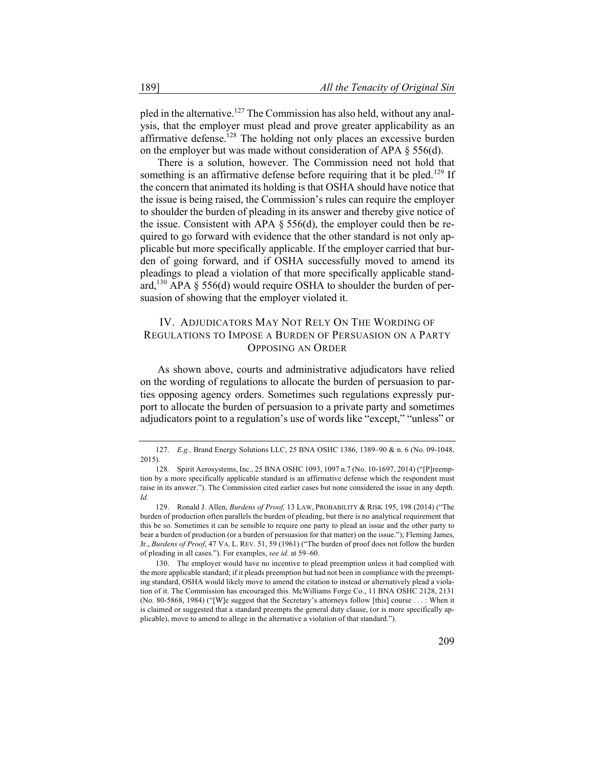pled in the alternative.[127] The Commission has also held, without any analysis, that the employer must plead and prove greater applicability as an affirmative defense.[128] The holding not only places an excessive burden on the employer but was made without consideration of APA § 556(d).

There is a solution, however. The Commission need not hold that something is an affirmative defense before requiring that it be pled.[129] If the concern that animated its holding is that OSHA should have notice that the issue is being raised, the Commission's rules can require the employer to shoulder the burden of pleading in its answer and thereby give notice of the issue. Consistent with APA § 556(d), the employer could then be required to go forward with evidence that the other standard is not only applicable but more specifically applicable. If the employer carried that burden of going forward, and if OSHA successfully moved to amend its pleadings to plead a violation of that more specifically applicable standard,[130] APA § 556(d) would require OSHA to shoulder the burden of persuasion of showing that the employer violated it.

## IV. Adjudicators May Not Rely On The Wording of Regulations to Impose a Burden of Persuasion on a Party Opposing an Order

As shown above, courts and administrative adjudicators have relied on the wording of regulations to allocate the burden of persuasion to parties opposing agency orders. Sometimes such regulations expressly purport to allocate the burden of persuasion to a private party and sometimes adjudicators point to a regulation's use of words like "except," "unless" or

---

127. *E.g.,* Brand Energy Solutions LLC, 25 BNA OSHC 1386, 1389–90 & n. 6 (No. 09-1048, 2015).

128. Spirit Aerosystems, Inc., 25 BNA OSHC 1093, 1097 n.7 (No. 10-1697, 2014) ("[P]reemption by a more specifically applicable standard is an affirmative defense which the respondent must raise in its answer."). The Commission cited earlier cases but none considered the issue in any depth. *Id.*

129. Ronald J. Allen, *Burdens of Proof,* 13 Law, Probability & Risk 195, 198 (2014) ("The burden of production often parallels the burden of pleading, but there is no analytical requirement that this be so. Sometimes it can be sensible to require one party to plead an issue and the other party to bear a burden of production (or a burden of persuasion for that matter) on the issue."); Fleming James, Jr., *Burdens of Proof*, 47 Va. L. Rev. 51, 59 (1961) ("The burden of proof does not follow the burden of pleading in all cases."). For examples, *see id*. at 59–60.

130. The employer would have no incentive to plead preemption unless it had complied with the more applicable standard; if it pleads preemption but had not been in compliance with the preempting standard, OSHA would likely move to amend the citation to instead or alternatively plead a violation of it. The Commission has encouraged this. McWilliams Forge Co., 11 BNA OSHC 2128, 2131 (No. 80-5868, 1984) ("[W]e suggest that the Secretary's attorneys follow [this] course . . . : When it is claimed or suggested that a standard preempts the general duty clause, (or is more specifically applicable), move to amend to allege in the alternative a violation of that standard.").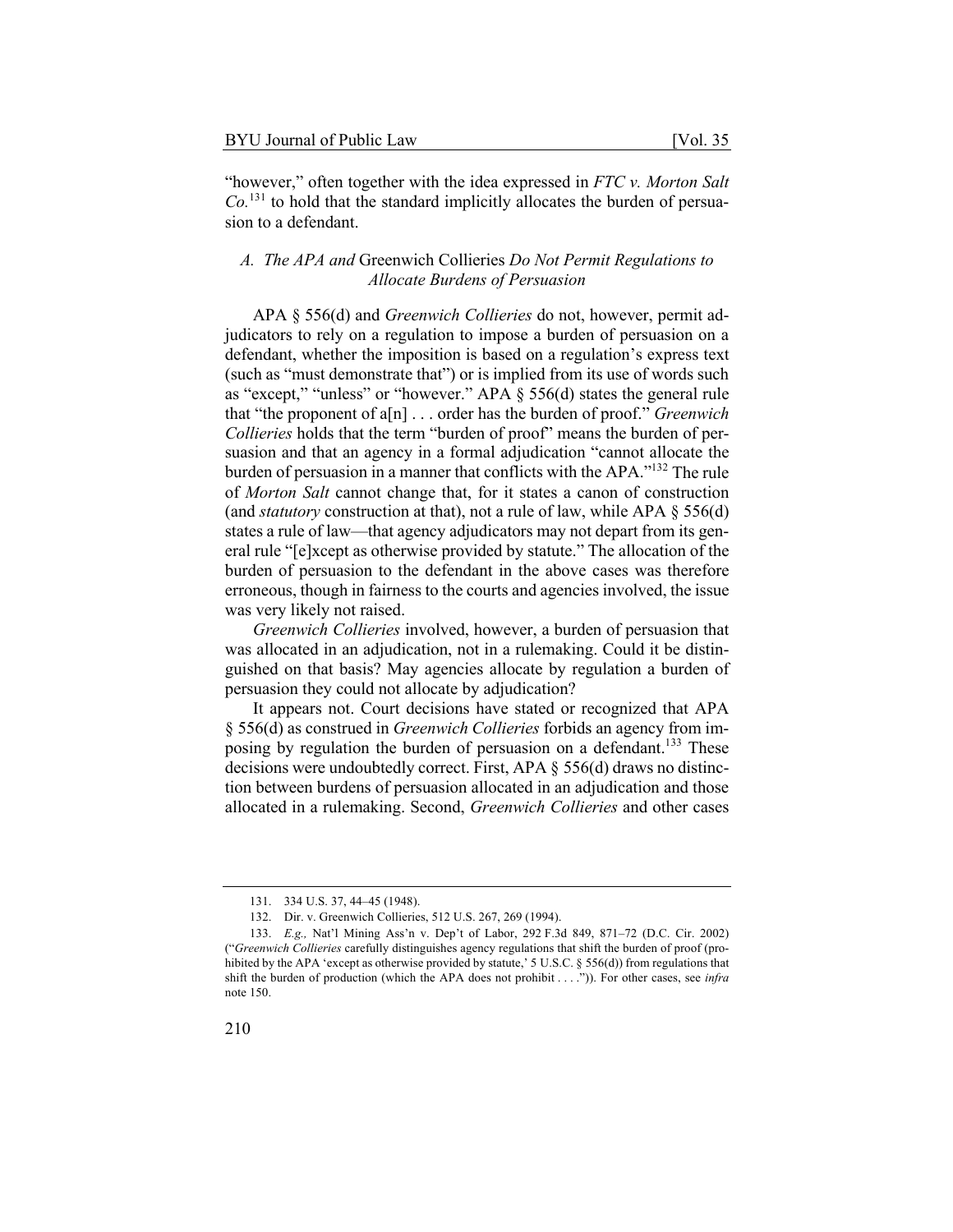"however," often together with the idea expressed in *FTC v. Morton Salt Co.*[131] to hold that the standard implicitly allocates the burden of persuasion to a defendant.

### *A. The APA and* Greenwich Collieries *Do Not Permit Regulations to Allocate Burdens of Persuasion*

APA § 556(d) and *Greenwich Collieries* do not, however, permit adjudicators to rely on a regulation to impose a burden of persuasion on a defendant, whether the imposition is based on a regulation's express text (such as "must demonstrate that") or is implied from its use of words such as "except," "unless" or "however." APA § 556(d) states the general rule that "the proponent of a[n] . . . order has the burden of proof." *Greenwich Collieries* holds that the term "burden of proof" means the burden of persuasion and that an agency in a formal adjudication "cannot allocate the burden of persuasion in a manner that conflicts with the APA."[132] The rule of *Morton Salt* cannot change that, for it states a canon of construction (and *statutory* construction at that), not a rule of law, while APA § 556(d) states a rule of law—that agency adjudicators may not depart from its general rule "[e]xcept as otherwise provided by statute." The allocation of the burden of persuasion to the defendant in the above cases was therefore erroneous, though in fairness to the courts and agencies involved, the issue was very likely not raised.

*Greenwich Collieries* involved, however, a burden of persuasion that was allocated in an adjudication, not in a rulemaking. Could it be distinguished on that basis? May agencies allocate by regulation a burden of persuasion they could not allocate by adjudication?

It appears not. Court decisions have stated or recognized that APA § 556(d) as construed in *Greenwich Collieries* forbids an agency from imposing by regulation the burden of persuasion on a defendant.[133] These decisions were undoubtedly correct. First, APA § 556(d) draws no distinction between burdens of persuasion allocated in an adjudication and those allocated in a rulemaking. Second, *Greenwich Collieries* and other cases

---

131. 334 U.S. 37, 44–45 (1948).

132. Dir. v. Greenwich Collieries, 512 U.S. 267, 269 (1994).

133. *E.g.,* Nat'l Mining Ass'n v. Dep't of Labor, 292 F.3d 849, 871–72 (D.C. Cir. 2002) ("*Greenwich Collieries* carefully distinguishes agency regulations that shift the burden of proof (prohibited by the APA 'except as otherwise provided by statute,' 5 U.S.C. § 556(d)) from regulations that shift the burden of production (which the APA does not prohibit . . . .")). For other cases, see *infra* note 150.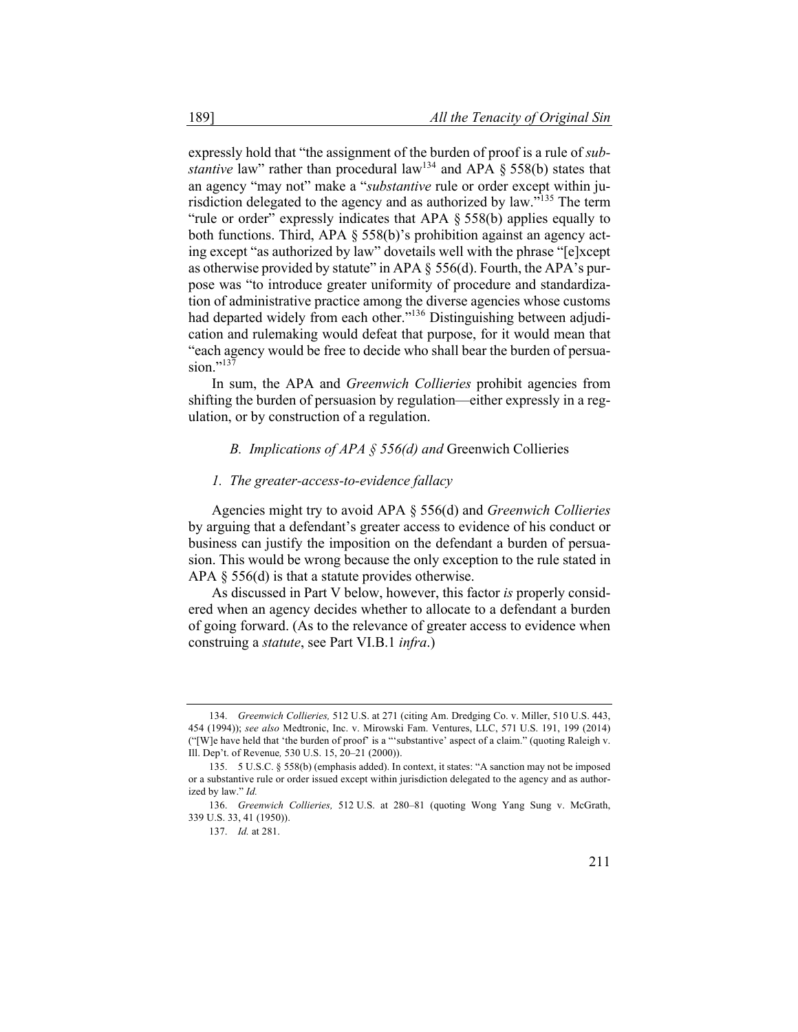expressly hold that "the assignment of the burden of proof is a rule of *substantive* law" rather than procedural law[134] and APA § 558(b) states that an agency "may not" make a "*substantive* rule or order except within jurisdiction delegated to the agency and as authorized by law."[135] The term "rule or order" expressly indicates that APA § 558(b) applies equally to both functions. Third, APA § 558(b)'s prohibition against an agency acting except "as authorized by law" dovetails well with the phrase "[e]xcept as otherwise provided by statute" in APA § 556(d). Fourth, the APA's purpose was "to introduce greater uniformity of procedure and standardization of administrative practice among the diverse agencies whose customs had departed widely from each other."[136] Distinguishing between adjudication and rulemaking would defeat that purpose, for it would mean that "each agency would be free to decide who shall bear the burden of persuasion."[137]

In sum, the APA and *Greenwich Collieries* prohibit agencies from shifting the burden of persuasion by regulation—either expressly in a regulation, or by construction of a regulation.

### *B. Implications of APA § 556(d) and* Greenwich Collieries

#### *1. The greater-access-to-evidence fallacy*

Agencies might try to avoid APA § 556(d) and *Greenwich Collieries* by arguing that a defendant's greater access to evidence of his conduct or business can justify the imposition on the defendant a burden of persuasion. This would be wrong because the only exception to the rule stated in APA § 556(d) is that a statute provides otherwise.

As discussed in Part V below, however, this factor *is* properly considered when an agency decides whether to allocate to a defendant a burden of going forward. (As to the relevance of greater access to evidence when construing a *statute*, see Part VI.B.1 *infra*.)

---

134. *Greenwich Collieries,* 512 U.S. at 271 (citing Am. Dredging Co. v. Miller, 510 U.S. 443, 454 (1994)); *see also* Medtronic, Inc. v. Mirowski Fam. Ventures, LLC, 571 U.S. 191, 199 (2014) ("[W]e have held that 'the burden of proof' is a "'substantive' aspect of a claim." (quoting Raleigh v. Ill. Dep't. of Revenue*,* 530 U.S. 15, 20–21 (2000)).

135. 5 U.S.C. § 558(b) (emphasis added). In context, it states: "A sanction may not be imposed or a substantive rule or order issued except within jurisdiction delegated to the agency and as authorized by law." *Id.*

136. *Greenwich Collieries,* 512 U.S. at 280–81 (quoting Wong Yang Sung v. McGrath, 339 U.S. 33, 41 (1950)).

137. *Id.* at 281.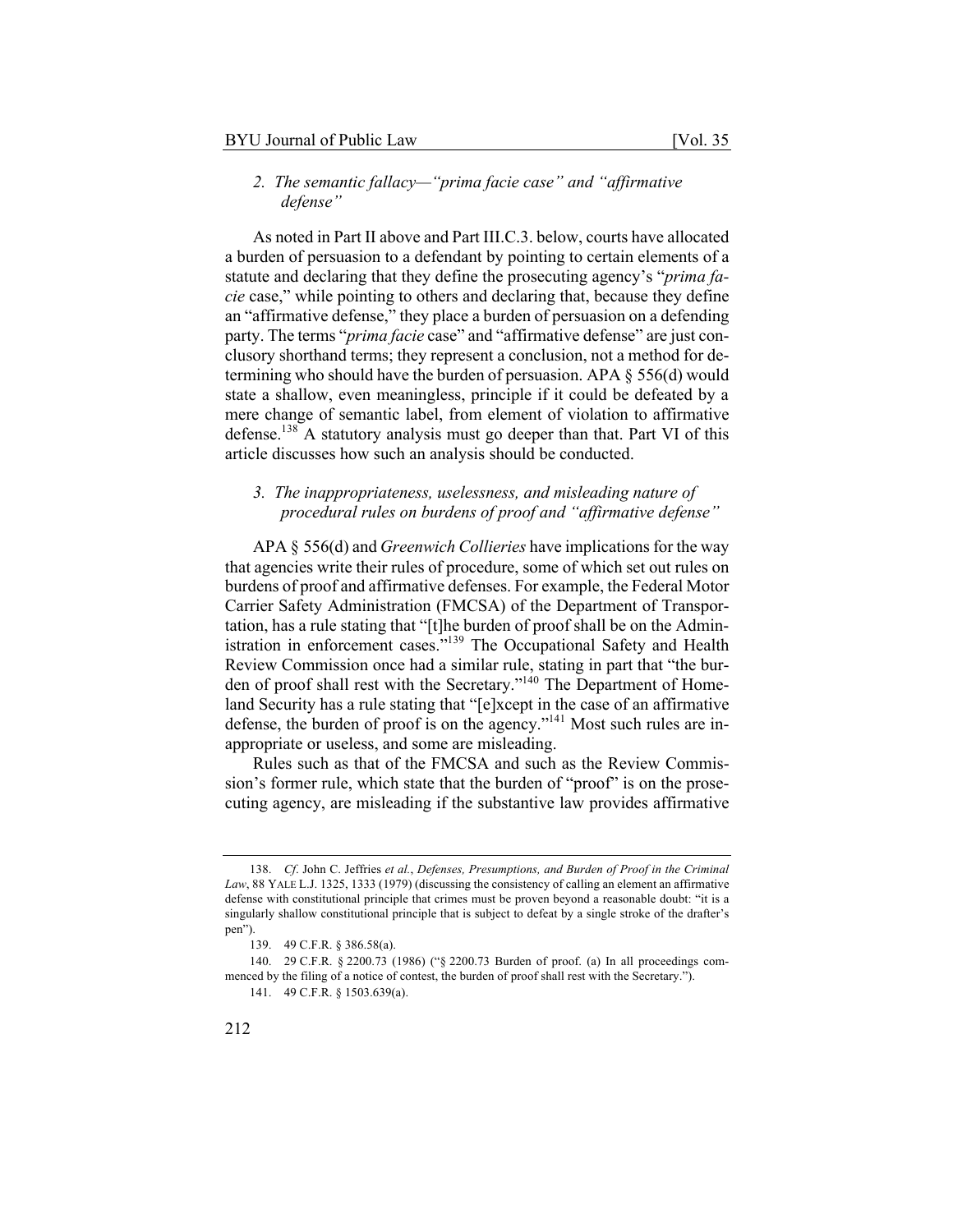### 2. *The semantic fallacy—"prima facie case" and "affirmative defense"*

As noted in Part II above and Part III.C.3. below, courts have allocated a burden of persuasion to a defendant by pointing to certain elements of a statute and declaring that they define the prosecuting agency's "*prima facie* case," while pointing to others and declaring that, because they define an "affirmative defense," they place a burden of persuasion on a defending party. The terms "*prima facie* case" and "affirmative defense" are just conclusory shorthand terms; they represent a conclusion, not a method for determining who should have the burden of persuasion. APA § 556(d) would state a shallow, even meaningless, principle if it could be defeated by a mere change of semantic label, from element of violation to affirmative defense.[138] A statutory analysis must go deeper than that. Part VI of this article discusses how such an analysis should be conducted.

### 3. *The inappropriateness, uselessness, and misleading nature of procedural rules on burdens of proof and "affirmative defense"*

APA § 556(d) and *Greenwich Collieries* have implications for the way that agencies write their rules of procedure, some of which set out rules on burdens of proof and affirmative defenses. For example, the Federal Motor Carrier Safety Administration (FMCSA) of the Department of Transportation, has a rule stating that "[t]he burden of proof shall be on the Administration in enforcement cases."[139] The Occupational Safety and Health Review Commission once had a similar rule, stating in part that "the burden of proof shall rest with the Secretary."[140] The Department of Homeland Security has a rule stating that "[e]xcept in the case of an affirmative defense, the burden of proof is on the agency."[141] Most such rules are inappropriate or useless, and some are misleading.

Rules such as that of the FMCSA and such as the Review Commission's former rule, which state that the burden of "proof" is on the prosecuting agency, are misleading if the substantive law provides affirmative

---

138. *Cf.* John C. Jeffries *et al.*, *Defenses, Presumptions, and Burden of Proof in the Criminal Law*, 88 YALE L.J. 1325, 1333 (1979) (discussing the consistency of calling an element an affirmative defense with constitutional principle that crimes must be proven beyond a reasonable doubt: "it is a singularly shallow constitutional principle that is subject to defeat by a single stroke of the drafter's pen").

139. 49 C.F.R. § 386.58(a).

140. 29 C.F.R. § 2200.73 (1986) ("§ 2200.73 Burden of proof. (a) In all proceedings commenced by the filing of a notice of contest, the burden of proof shall rest with the Secretary.").

141. 49 C.F.R. § 1503.639(a).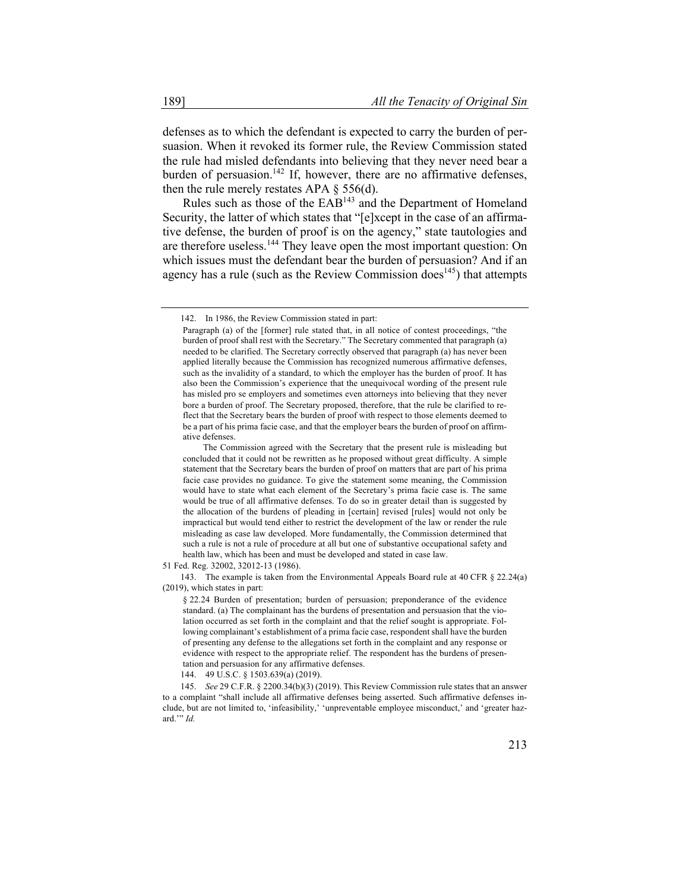defenses as to which the defendant is expected to carry the burden of persuasion. When it revoked its former rule, the Review Commission stated the rule had misled defendants into believing that they never need bear a burden of persuasion.[142] If, however, there are no affirmative defenses, then the rule merely restates APA § 556(d).

Rules such as those of the EAB[143] and the Department of Homeland Security, the latter of which states that "[e]xcept in the case of an affirmative defense, the burden of proof is on the agency," state tautologies and are therefore useless.[144] They leave open the most important question: On which issues must the defendant bear the burden of persuasion? And if an agency has a rule (such as the Review Commission does[145]) that attempts

---

142. In 1986, the Review Commission stated in part:

> Paragraph (a) of the [former] rule stated that, in all notice of contest proceedings, "the burden of proof shall rest with the Secretary." The Secretary commented that paragraph (a) needed to be clarified. The Secretary correctly observed that paragraph (a) has never been applied literally because the Commission has recognized numerous affirmative defenses, such as the invalidity of a standard, to which the employer has the burden of proof. It has also been the Commission's experience that the unequivocal wording of the present rule has misled pro se employers and sometimes even attorneys into believing that they never bore a burden of proof. The Secretary proposed, therefore, that the rule be clarified to reflect that the Secretary bears the burden of proof with respect to those elements deemed to be a part of his prima facie case, and that the employer bears the burden of proof on affirmative defenses.
>
> The Commission agreed with the Secretary that the present rule is misleading but concluded that it could not be rewritten as he proposed without great difficulty. A simple statement that the Secretary bears the burden of proof on matters that are part of his prima facie case provides no guidance. To give the statement some meaning, the Commission would have to state what each element of the Secretary's prima facie case is. The same would be true of all affirmative defenses. To do so in greater detail than is suggested by the allocation of the burdens of pleading in [certain] revised [rules] would not only be impractical but would tend either to restrict the development of the law or render the rule misleading as case law developed. More fundamentally, the Commission determined that such a rule is not a rule of procedure at all but one of substantive occupational safety and health law, which has been and must be developed and stated in case law.

51 Fed. Reg. 32002, 32012-13 (1986).

143. The example is taken from the Environmental Appeals Board rule at 40 CFR § 22.24(a) (2019), which states in part:

> § 22.24 Burden of presentation; burden of persuasion; preponderance of the evidence standard. (a) The complainant has the burdens of presentation and persuasion that the violation occurred as set forth in the complaint and that the relief sought is appropriate. Following complainant's establishment of a prima facie case, respondent shall have the burden of presenting any defense to the allegations set forth in the complaint and any response or evidence with respect to the appropriate relief. The respondent has the burdens of presentation and persuasion for any affirmative defenses.

144. 49 U.S.C. § 1503.639(a) (2019).

145. *See* 29 C.F.R. § 2200.34(b)(3) (2019). This Review Commission rule states that an answer to a complaint "shall include all affirmative defenses being asserted. Such affirmative defenses include, but are not limited to, 'infeasibility,' 'unpreventable employee misconduct,' and 'greater hazard.'" *Id.*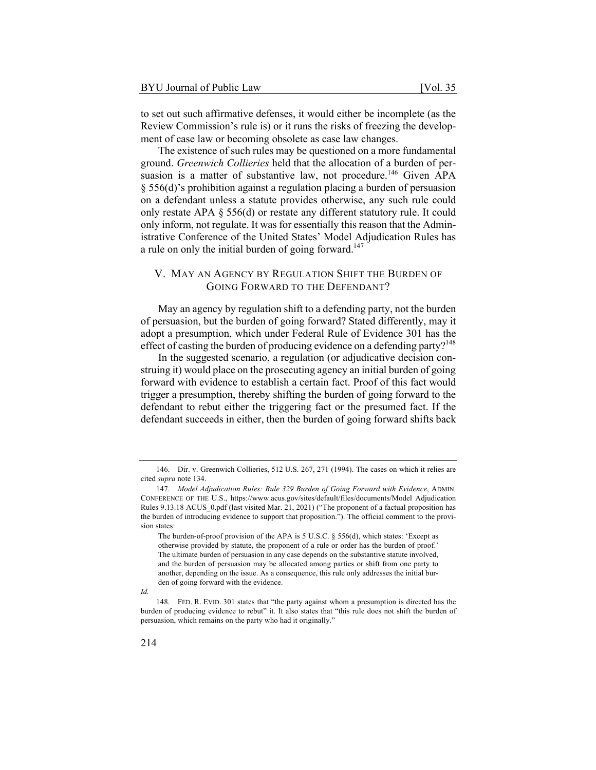to set out such affirmative defenses, it would either be incomplete (as the Review Commission's rule is) or it runs the risks of freezing the development of case law or becoming obsolete as case law changes.

The existence of such rules may be questioned on a more fundamental ground. *Greenwich Collieries* held that the allocation of a burden of persuasion is a matter of substantive law, not procedure.[146] Given APA § 556(d)'s prohibition against a regulation placing a burden of persuasion on a defendant unless a statute provides otherwise, any such rule could only restate APA § 556(d) or restate any different statutory rule. It could only inform, not regulate. It was for essentially this reason that the Administrative Conference of the United States' Model Adjudication Rules has a rule on only the initial burden of going forward.[147]

## V. MAY AN AGENCY BY REGULATION SHIFT THE BURDEN OF GOING FORWARD TO THE DEFENDANT?

May an agency by regulation shift to a defending party, not the burden of persuasion, but the burden of going forward? Stated differently, may it adopt a presumption, which under Federal Rule of Evidence 301 has the effect of casting the burden of producing evidence on a defending party?[148]

In the suggested scenario, a regulation (or adjudicative decision construing it) would place on the prosecuting agency an initial burden of going forward with evidence to establish a certain fact. Proof of this fact would trigger a presumption, thereby shifting the burden of going forward to the defendant to rebut either the triggering fact or the presumed fact. If the defendant succeeds in either, then the burden of going forward shifts back

---

146. Dir. v. Greenwich Collieries, 512 U.S. 267, 271 (1994). The cases on which it relies are cited *supra* note 134.

147. *Model Adjudication Rules: Rule 329 Burden of Going Forward with Evidence*, ADMIN. CONFERENCE OF THE U.S., https://www.acus.gov/sites/default/files/documents/Model Adjudication Rules 9.13.18 ACUS_0.pdf (last visited Mar. 21, 2021) ("The proponent of a factual proposition has the burden of introducing evidence to support that proposition."). The official comment to the provision states:

> The burden-of-proof provision of the APA is 5 U.S.C. § 556(d), which states: 'Except as otherwise provided by statute, the proponent of a rule or order has the burden of proof.' The ultimate burden of persuasion in any case depends on the substantive statute involved, and the burden of persuasion may be allocated among parties or shift from one party to another, depending on the issue. As a consequence, this rule only addresses the initial burden of going forward with the evidence.

*Id.*

148. FED. R. EVID. 301 states that "the party against whom a presumption is directed has the burden of producing evidence to rebut" it. It also states that "this rule does not shift the burden of persuasion, which remains on the party who had it originally."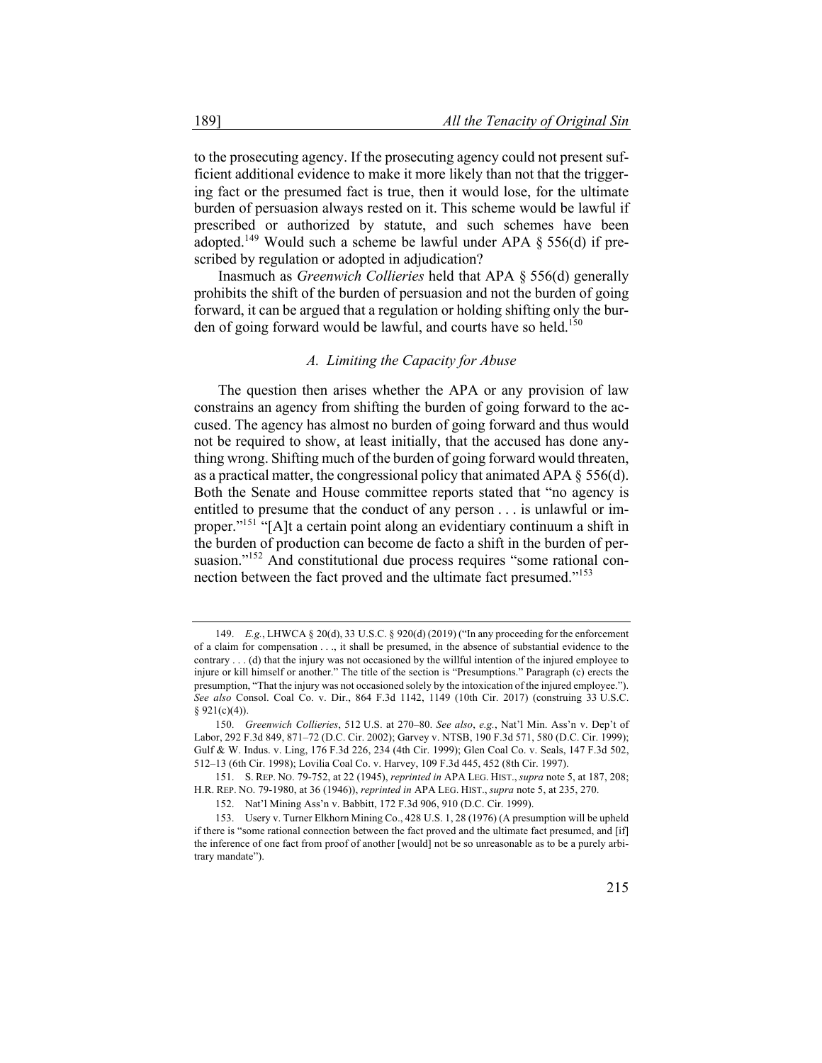to the prosecuting agency. If the prosecuting agency could not present sufficient additional evidence to make it more likely than not that the triggering fact or the presumed fact is true, then it would lose, for the ultimate burden of persuasion always rested on it. This scheme would be lawful if prescribed or authorized by statute, and such schemes have been adopted.[149] Would such a scheme be lawful under APA § 556(d) if prescribed by regulation or adopted in adjudication?

Inasmuch as *Greenwich Collieries* held that APA § 556(d) generally prohibits the shift of the burden of persuasion and not the burden of going forward, it can be argued that a regulation or holding shifting only the burden of going forward would be lawful, and courts have so held.[150]

### *A. Limiting the Capacity for Abuse*

The question then arises whether the APA or any provision of law constrains an agency from shifting the burden of going forward to the accused. The agency has almost no burden of going forward and thus would not be required to show, at least initially, that the accused has done anything wrong. Shifting much of the burden of going forward would threaten, as a practical matter, the congressional policy that animated APA § 556(d). Both the Senate and House committee reports stated that "no agency is entitled to presume that the conduct of any person . . . is unlawful or improper."[151] "[A]t a certain point along an evidentiary continuum a shift in the burden of production can become de facto a shift in the burden of persuasion."[152] And constitutional due process requires "some rational connection between the fact proved and the ultimate fact presumed."[153]

---

149. *E.g.*, LHWCA § 20(d), 33 U.S.C. § 920(d) (2019) ("In any proceeding for the enforcement of a claim for compensation . . ., it shall be presumed, in the absence of substantial evidence to the contrary . . . (d) that the injury was not occasioned by the willful intention of the injured employee to injure or kill himself or another." The title of the section is "Presumptions." Paragraph (c) erects the presumption, "That the injury was not occasioned solely by the intoxication of the injured employee."). *See also* Consol. Coal Co. v. Dir., 864 F.3d 1142, 1149 (10th Cir. 2017) (construing 33 U.S.C. § 921(c)(4)).

150. *Greenwich Collieries*, 512 U.S. at 270–80. *See also*, *e.g.*, Nat'l Min. Ass'n v. Dep't of Labor, 292 F.3d 849, 871–72 (D.C. Cir. 2002); Garvey v. NTSB, 190 F.3d 571, 580 (D.C. Cir. 1999); Gulf & W. Indus. v. Ling, 176 F.3d 226, 234 (4th Cir. 1999); Glen Coal Co. v. Seals, 147 F.3d 502, 512–13 (6th Cir. 1998); Lovilia Coal Co. v. Harvey, 109 F.3d 445, 452 (8th Cir. 1997).

151. S. REP. NO. 79-752, at 22 (1945), *reprinted in* APA LEG. HIST., *supra* note 5, at 187, 208; H.R. REP. NO. 79-1980, at 36 (1946)), *reprinted in* APA LEG. HIST., *supra* note 5, at 235, 270.

152. Nat'l Mining Ass'n v. Babbitt, 172 F.3d 906, 910 (D.C. Cir. 1999).

153. Usery v. Turner Elkhorn Mining Co., 428 U.S. 1, 28 (1976) (A presumption will be upheld if there is "some rational connection between the fact proved and the ultimate fact presumed, and [if] the inference of one fact from proof of another [would] not be so unreasonable as to be a purely arbitrary mandate").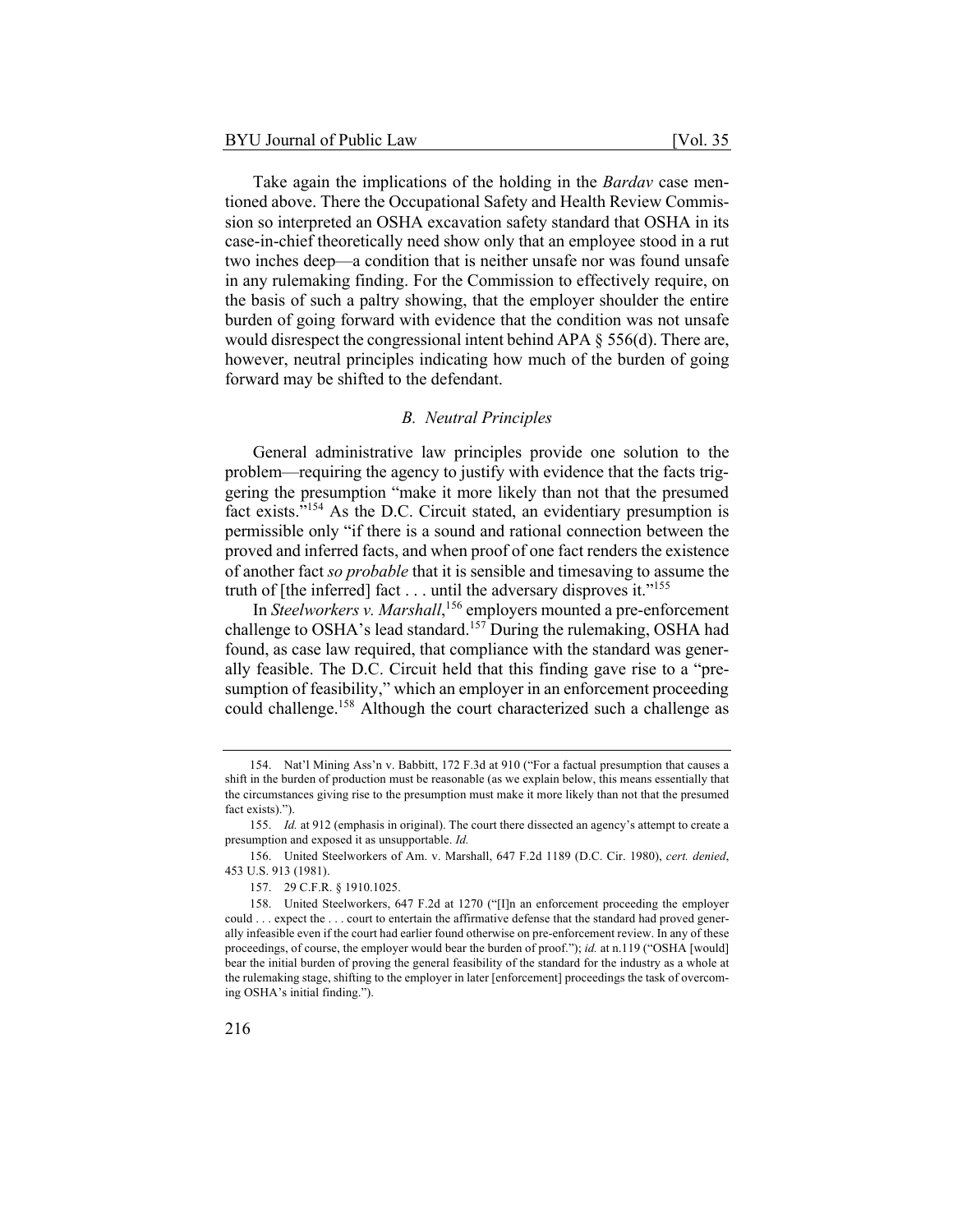Take again the implications of the holding in the *Bardav* case mentioned above. There the Occupational Safety and Health Review Commission so interpreted an OSHA excavation safety standard that OSHA in its case-in-chief theoretically need show only that an employee stood in a rut two inches deep—a condition that is neither unsafe nor was found unsafe in any rulemaking finding. For the Commission to effectively require, on the basis of such a paltry showing, that the employer shoulder the entire burden of going forward with evidence that the condition was not unsafe would disrespect the congressional intent behind APA § 556(d). There are, however, neutral principles indicating how much of the burden of going forward may be shifted to the defendant.

### *B. Neutral Principles*

General administrative law principles provide one solution to the problem—requiring the agency to justify with evidence that the facts triggering the presumption "make it more likely than not that the presumed fact exists."[154] As the D.C. Circuit stated, an evidentiary presumption is permissible only "if there is a sound and rational connection between the proved and inferred facts, and when proof of one fact renders the existence of another fact *so probable* that it is sensible and timesaving to assume the truth of [the inferred] fact . . . until the adversary disproves it."[155]

In *Steelworkers v. Marshall*,[156] employers mounted a pre-enforcement challenge to OSHA's lead standard.[157] During the rulemaking, OSHA had found, as case law required, that compliance with the standard was generally feasible. The D.C. Circuit held that this finding gave rise to a "presumption of feasibility," which an employer in an enforcement proceeding could challenge.[158] Although the court characterized such a challenge as

---

154. Nat'l Mining Ass'n v. Babbitt, 172 F.3d at 910 ("For a factual presumption that causes a shift in the burden of production must be reasonable (as we explain below, this means essentially that the circumstances giving rise to the presumption must make it more likely than not that the presumed fact exists).").

155. *Id.* at 912 (emphasis in original). The court there dissected an agency's attempt to create a presumption and exposed it as unsupportable. *Id.*

156. United Steelworkers of Am. v. Marshall, 647 F.2d 1189 (D.C. Cir. 1980), *cert. denied*, 453 U.S. 913 (1981).

157. 29 C.F.R. § 1910.1025.

158. United Steelworkers, 647 F.2d at 1270 ("[I]n an enforcement proceeding the employer could . . . expect the . . . court to entertain the affirmative defense that the standard had proved generally infeasible even if the court had earlier found otherwise on pre-enforcement review. In any of these proceedings, of course, the employer would bear the burden of proof."); *id.* at n.119 ("OSHA [would] bear the initial burden of proving the general feasibility of the standard for the industry as a whole at the rulemaking stage, shifting to the employer in later [enforcement] proceedings the task of overcoming OSHA's initial finding.").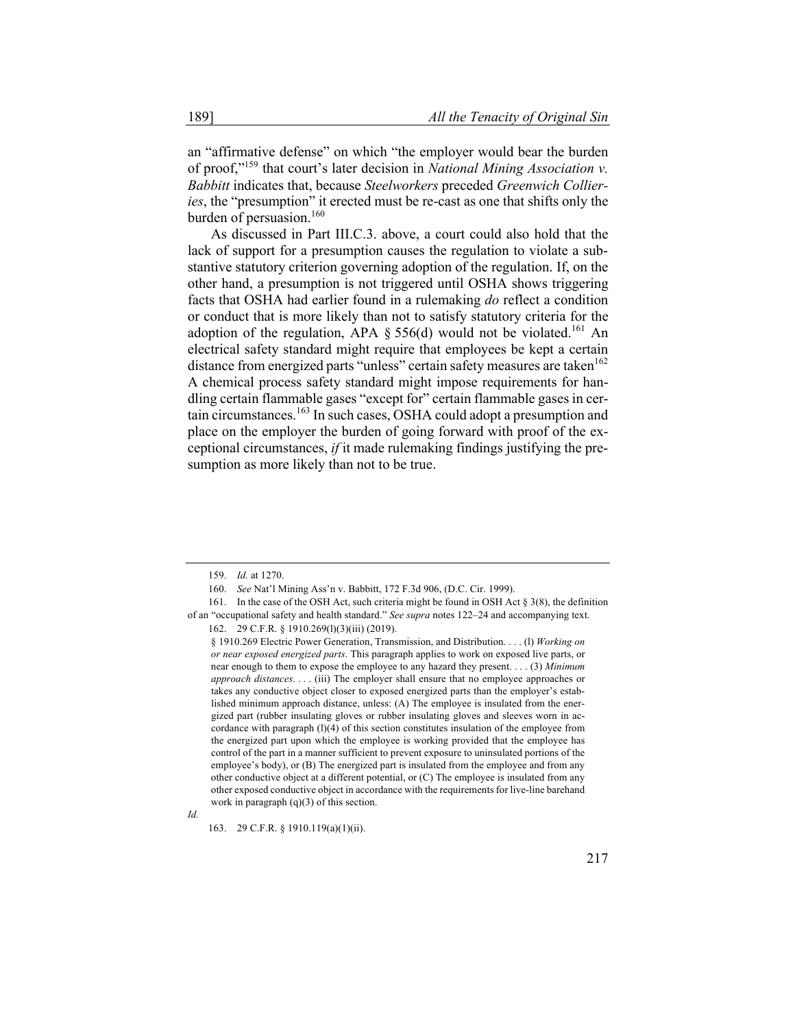an "affirmative defense" on which "the employer would bear the burden of proof,"[159] that court's later decision in *National Mining Association v. Babbitt* indicates that, because *Steelworkers* preceded *Greenwich Collieries*, the "presumption" it erected must be re-cast as one that shifts only the burden of persuasion.[160]

As discussed in Part III.C.3. above, a court could also hold that the lack of support for a presumption causes the regulation to violate a substantive statutory criterion governing adoption of the regulation. If, on the other hand, a presumption is not triggered until OSHA shows triggering facts that OSHA had earlier found in a rulemaking *do* reflect a condition or conduct that is more likely than not to satisfy statutory criteria for the adoption of the regulation, APA § 556(d) would not be violated.[161] An electrical safety standard might require that employees be kept a certain distance from energized parts "unless" certain safety measures are taken[162] A chemical process safety standard might impose requirements for handling certain flammable gases "except for" certain flammable gases in certain circumstances.[163] In such cases, OSHA could adopt a presumption and place on the employer the burden of going forward with proof of the exceptional circumstances, *if* it made rulemaking findings justifying the presumption as more likely than not to be true.

---

159. *Id.* at 1270.

160. *See* Nat'l Mining Ass'n v. Babbitt, 172 F.3d 906, (D.C. Cir. 1999).

161. In the case of the OSH Act, such criteria might be found in OSH Act § 3(8), the definition of an "occupational safety and health standard." *See supra* notes 122–24 and accompanying text.

162. 29 C.F.R. § 1910.269(l)(3)(iii) (2019).

> § 1910.269 Electric Power Generation, Transmission, and Distribution. . . . (l) *Working on or near exposed energized parts*. This paragraph applies to work on exposed live parts, or near enough to them to expose the employee to any hazard they present. . . . (3) *Minimum approach distances*. . . . (iii) The employer shall ensure that no employee approaches or takes any conductive object closer to exposed energized parts than the employer's established minimum approach distance, unless: (A) The employee is insulated from the energized part (rubber insulating gloves or rubber insulating gloves and sleeves worn in accordance with paragraph (l)(4) of this section constitutes insulation of the employee from the energized part upon which the employee is working provided that the employee has control of the part in a manner sufficient to prevent exposure to uninsulated portions of the employee's body), or (B) The energized part is insulated from the employee and from any other conductive object at a different potential, or (C) The employee is insulated from any other exposed conductive object in accordance with the requirements for live-line barehand work in paragraph (q)(3) of this section.

*Id.*

163. 29 C.F.R. § 1910.119(a)(1)(ii).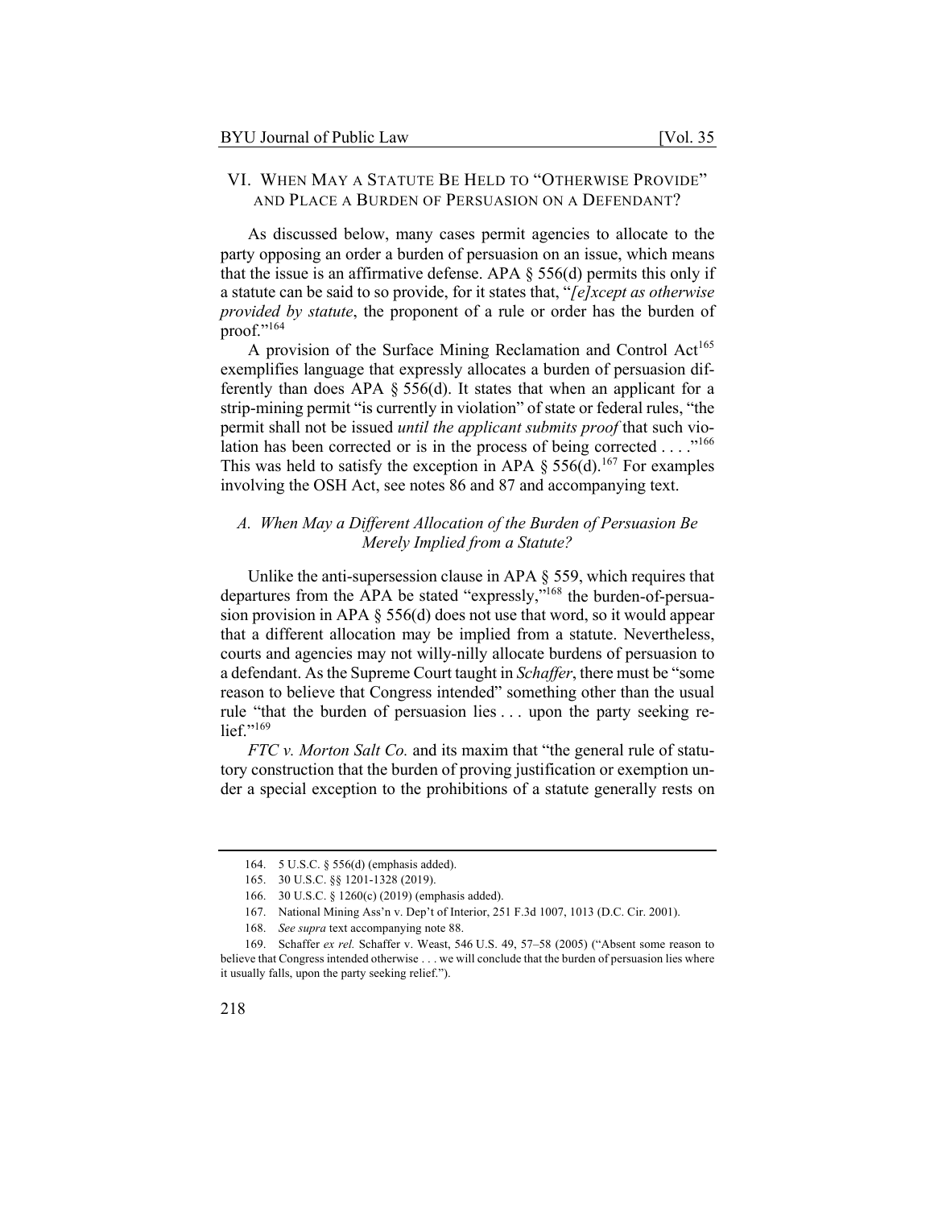## VI. WHEN MAY A STATUTE BE HELD TO "OTHERWISE PROVIDE" AND PLACE A BURDEN OF PERSUASION ON A DEFENDANT?

As discussed below, many cases permit agencies to allocate to the party opposing an order a burden of persuasion on an issue, which means that the issue is an affirmative defense. APA § 556(d) permits this only if a statute can be said to so provide, for it states that, "*[e]xcept as otherwise provided by statute*, the proponent of a rule or order has the burden of proof."[164]

A provision of the Surface Mining Reclamation and Control Act[165] exemplifies language that expressly allocates a burden of persuasion differently than does APA § 556(d). It states that when an applicant for a strip-mining permit "is currently in violation" of state or federal rules, "the permit shall not be issued *until the applicant submits proof* that such violation has been corrected or is in the process of being corrected . . . ."[166] This was held to satisfy the exception in APA § 556(d).[167] For examples involving the OSH Act, see notes 86 and 87 and accompanying text.

### *A. When May a Different Allocation of the Burden of Persuasion Be Merely Implied from a Statute?*

Unlike the anti-supersession clause in APA § 559, which requires that departures from the APA be stated "expressly,"[168] the burden-of-persuasion provision in APA § 556(d) does not use that word, so it would appear that a different allocation may be implied from a statute. Nevertheless, courts and agencies may not willy-nilly allocate burdens of persuasion to a defendant. As the Supreme Court taught in *Schaffer*, there must be "some reason to believe that Congress intended" something other than the usual rule "that the burden of persuasion lies . . . upon the party seeking relief."[169]

*FTC v. Morton Salt Co.* and its maxim that "the general rule of statutory construction that the burden of proving justification or exemption under a special exception to the prohibitions of a statute generally rests on

---

164. 5 U.S.C. § 556(d) (emphasis added).

165. 30 U.S.C. §§ 1201-1328 (2019).

166. 30 U.S.C. § 1260(c) (2019) (emphasis added).

167. National Mining Ass'n v. Dep't of Interior, 251 F.3d 1007, 1013 (D.C. Cir. 2001).

168. *See supra* text accompanying note 88.

169. Schaffer *ex rel.* Schaffer v. Weast, 546 U.S. 49, 57–58 (2005) ("Absent some reason to believe that Congress intended otherwise . . . we will conclude that the burden of persuasion lies where it usually falls, upon the party seeking relief.").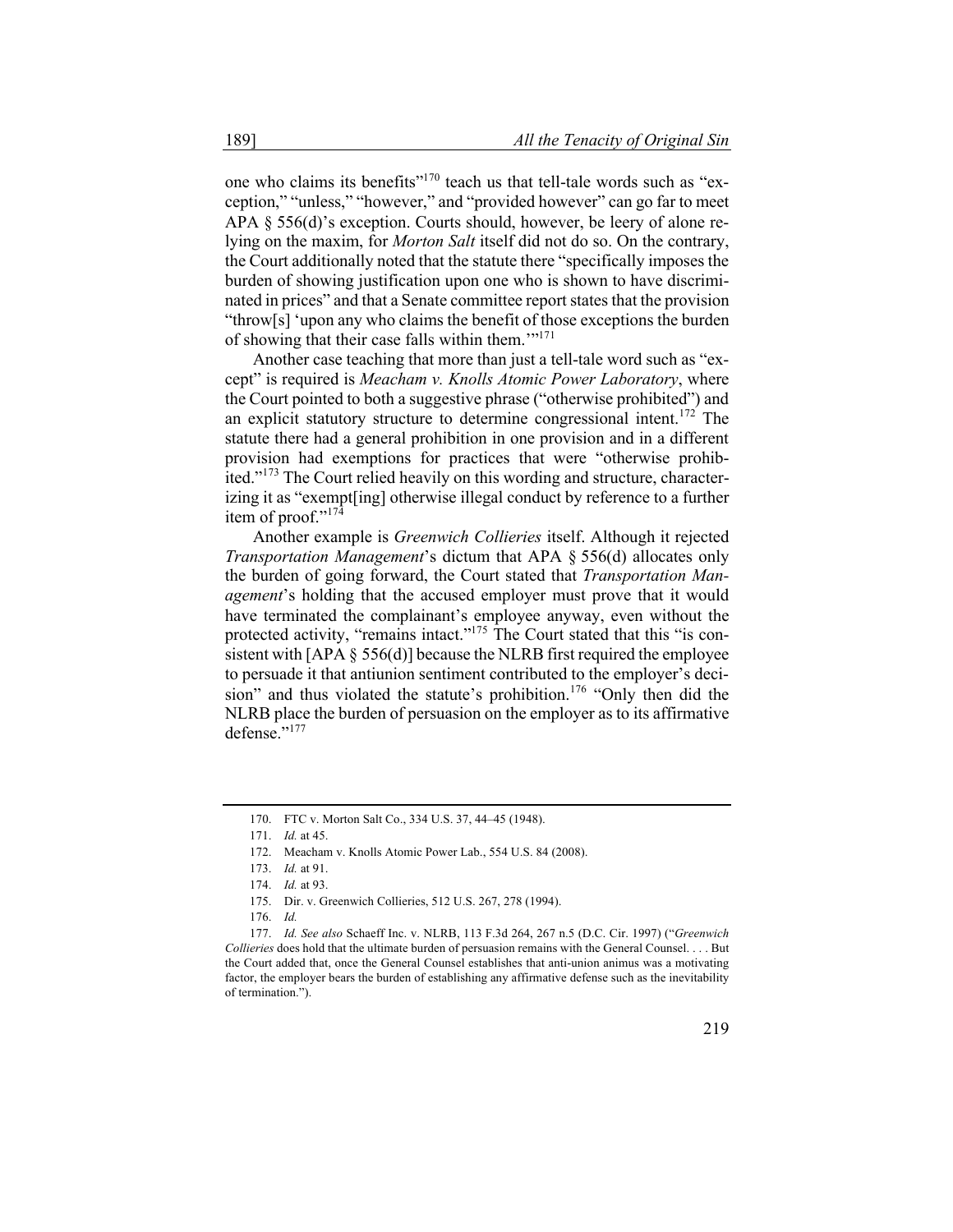one who claims its benefits"[170] teach us that tell-tale words such as "exception," "unless," "however," and "provided however" can go far to meet APA § 556(d)'s exception. Courts should, however, be leery of alone relying on the maxim, for *Morton Salt* itself did not do so. On the contrary, the Court additionally noted that the statute there "specifically imposes the burden of showing justification upon one who is shown to have discriminated in prices" and that a Senate committee report states that the provision "throw[s] 'upon any who claims the benefit of those exceptions the burden of showing that their case falls within them.'"[171]

Another case teaching that more than just a tell-tale word such as "except" is required is *Meacham v. Knolls Atomic Power Laboratory*, where the Court pointed to both a suggestive phrase ("otherwise prohibited") and an explicit statutory structure to determine congressional intent.[172] The statute there had a general prohibition in one provision and in a different provision had exemptions for practices that were "otherwise prohibited."[173] The Court relied heavily on this wording and structure, characterizing it as "exempt[ing] otherwise illegal conduct by reference to a further item of proof."[174]

Another example is *Greenwich Collieries* itself. Although it rejected *Transportation Management*'s dictum that APA § 556(d) allocates only the burden of going forward, the Court stated that *Transportation Management*'s holding that the accused employer must prove that it would have terminated the complainant's employee anyway, even without the protected activity, "remains intact."[175] The Court stated that this "is consistent with [APA § 556(d)] because the NLRB first required the employee to persuade it that antiunion sentiment contributed to the employer's decision" and thus violated the statute's prohibition.[176] "Only then did the NLRB place the burden of persuasion on the employer as to its affirmative defense."[177]

---

170. FTC v. Morton Salt Co., 334 U.S. 37, 44–45 (1948).

171. *Id.* at 45.

172. Meacham v. Knolls Atomic Power Lab., 554 U.S. 84 (2008).

173. *Id.* at 91.

174. *Id.* at 93.

175. Dir. v. Greenwich Collieries, 512 U.S. 267, 278 (1994).

176. *Id.*

177. *Id. See also* Schaeff Inc. v. NLRB, 113 F.3d 264, 267 n.5 (D.C. Cir. 1997) ("*Greenwich Collieries* does hold that the ultimate burden of persuasion remains with the General Counsel. . . . But the Court added that, once the General Counsel establishes that anti-union animus was a motivating factor, the employer bears the burden of establishing any affirmative defense such as the inevitability of termination.").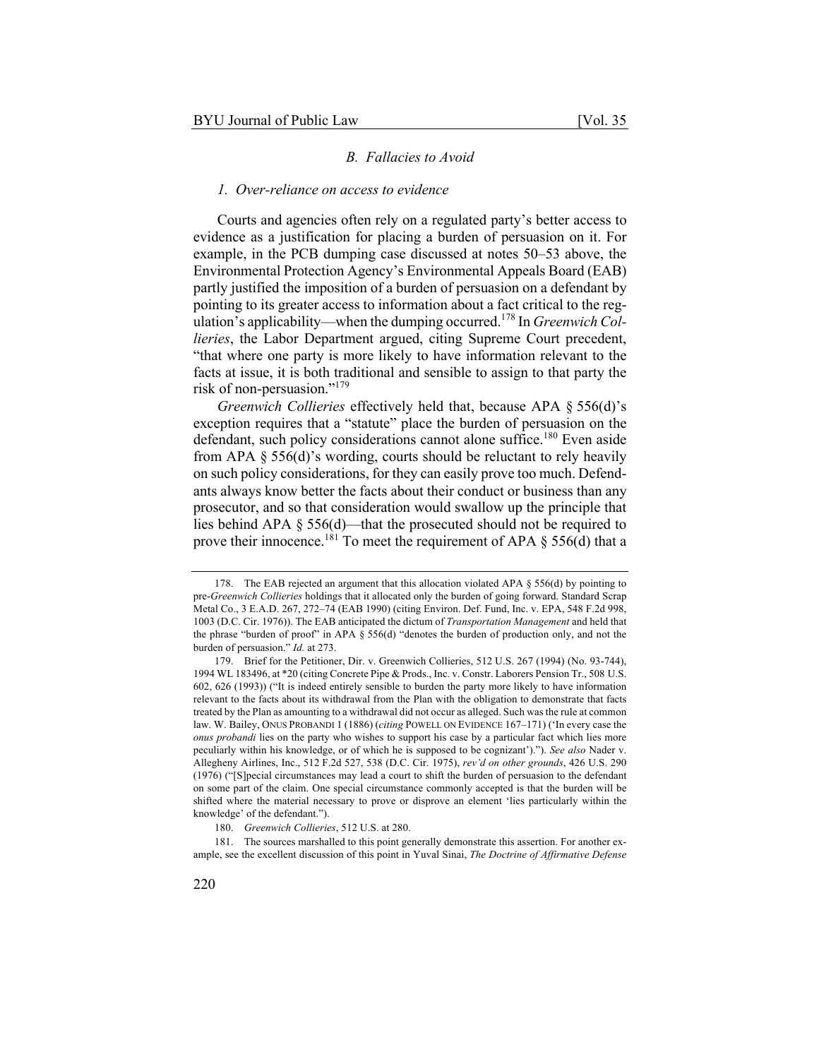### *B. Fallacies to Avoid*

#### *1. Over-reliance on access to evidence*

Courts and agencies often rely on a regulated party's better access to evidence as a justification for placing a burden of persuasion on it. For example, in the PCB dumping case discussed at notes 50–53 above, the Environmental Protection Agency's Environmental Appeals Board (EAB) partly justified the imposition of a burden of persuasion on a defendant by pointing to its greater access to information about a fact critical to the regulation's applicability—when the dumping occurred.[178] In *Greenwich Collieries*, the Labor Department argued, citing Supreme Court precedent, "that where one party is more likely to have information relevant to the facts at issue, it is both traditional and sensible to assign to that party the risk of non-persuasion."[179]

*Greenwich Collieries* effectively held that, because APA § 556(d)'s exception requires that a "statute" place the burden of persuasion on the defendant, such policy considerations cannot alone suffice.[180] Even aside from APA § 556(d)'s wording, courts should be reluctant to rely heavily on such policy considerations, for they can easily prove too much. Defendants always know better the facts about their conduct or business than any prosecutor, and so that consideration would swallow up the principle that lies behind APA § 556(d)—that the prosecuted should not be required to prove their innocence.[181] To meet the requirement of APA § 556(d) that a

---

178. The EAB rejected an argument that this allocation violated APA § 556(d) by pointing to pre-*Greenwich Collieries* holdings that it allocated only the burden of going forward. Standard Scrap Metal Co., 3 E.A.D. 267, 272–74 (EAB 1990) (citing Environ. Def. Fund, Inc. v. EPA, 548 F.2d 998, 1003 (D.C. Cir. 1976)). The EAB anticipated the dictum of *Transportation Management* and held that the phrase "burden of proof" in APA § 556(d) "denotes the burden of production only, and not the burden of persuasion." *Id.* at 273.

179. Brief for the Petitioner, Dir. v. Greenwich Collieries, 512 U.S. 267 (1994) (No. 93-744), 1994 WL 183496, at *20 (citing Concrete Pipe & Prods., Inc. v. Constr. Laborers Pension Tr., 508 U.S. 602, 626 (1993)) ("It is indeed entirely sensible to burden the party more likely to have information relevant to the facts about its withdrawal from the Plan with the obligation to demonstrate that facts treated by the Plan as amounting to a withdrawal did not occur as alleged. Such was the rule at common law. W. Bailey, ONUS PROBANDI 1 (1886) (*citing* POWELL ON EVIDENCE 167–171) ('In every case the *onus probandi* lies on the party who wishes to support his case by a particular fact which lies more peculiarly within his knowledge, or of which he is supposed to be cognizant')."). *See also* Nader v. Allegheny Airlines, Inc., 512 F.2d 527, 538 (D.C. Cir. 1975), *rev'd on other grounds*, 426 U.S. 290 (1976) ("[S]pecial circumstances may lead a court to shift the burden of persuasion to the defendant on some part of the claim. One special circumstance commonly accepted is that the burden will be shifted where the material necessary to prove or disprove an element 'lies particularly within the knowledge' of the defendant.").

180. *Greenwich Collieries*, 512 U.S. at 280.

181. The sources marshalled to this point generally demonstrate this assertion. For another example, see the excellent discussion of this point in Yuval Sinai, *The Doctrine of Affirmative Defense*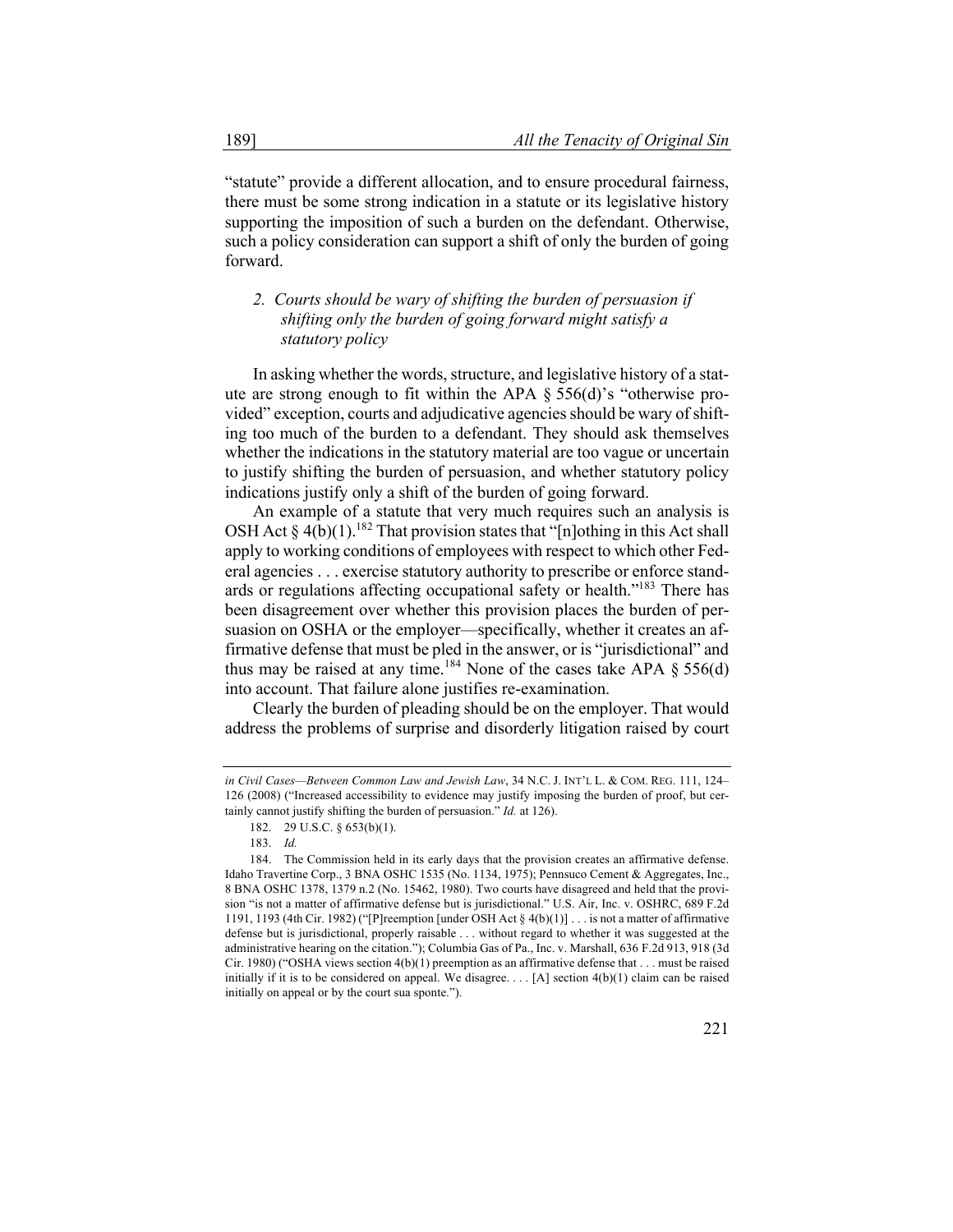"statute" provide a different allocation, and to ensure procedural fairness, there must be some strong indication in a statute or its legislative history supporting the imposition of such a burden on the defendant. Otherwise, such a policy consideration can support a shift of only the burden of going forward.

### *2. Courts should be wary of shifting the burden of persuasion if shifting only the burden of going forward might satisfy a statutory policy*

In asking whether the words, structure, and legislative history of a statute are strong enough to fit within the APA § 556(d)'s "otherwise provided" exception, courts and adjudicative agencies should be wary of shifting too much of the burden to a defendant. They should ask themselves whether the indications in the statutory material are too vague or uncertain to justify shifting the burden of persuasion, and whether statutory policy indications justify only a shift of the burden of going forward.

An example of a statute that very much requires such an analysis is OSH Act § 4(b)(1).[182] That provision states that "[n]othing in this Act shall apply to working conditions of employees with respect to which other Federal agencies . . . exercise statutory authority to prescribe or enforce standards or regulations affecting occupational safety or health."[183] There has been disagreement over whether this provision places the burden of persuasion on OSHA or the employer—specifically, whether it creates an affirmative defense that must be pled in the answer, or is "jurisdictional" and thus may be raised at any time.[184] None of the cases take APA § 556(d) into account. That failure alone justifies re-examination.

Clearly the burden of pleading should be on the employer. That would address the problems of surprise and disorderly litigation raised by court

---

*in Civil Cases—Between Common Law and Jewish Law*, 34 N.C. J. INT'L L. & COM. REG. 111, 124–126 (2008) ("Increased accessibility to evidence may justify imposing the burden of proof, but certainly cannot justify shifting the burden of persuasion." *Id.* at 126).

182. 29 U.S.C. § 653(b)(1).

183. *Id.*

184. The Commission held in its early days that the provision creates an affirmative defense. Idaho Travertine Corp., 3 BNA OSHC 1535 (No. 1134, 1975); Pennsuco Cement & Aggregates, Inc., 8 BNA OSHC 1378, 1379 n.2 (No. 15462, 1980). Two courts have disagreed and held that the provision "is not a matter of affirmative defense but is jurisdictional." U.S. Air, Inc. v. OSHRC, 689 F.2d 1191, 1193 (4th Cir. 1982) ("[P]reemption [under OSH Act § 4(b)(1)] . . . is not a matter of affirmative defense but is jurisdictional, properly raisable . . . without regard to whether it was suggested at the administrative hearing on the citation."); Columbia Gas of Pa., Inc. v. Marshall, 636 F.2d 913, 918 (3d Cir. 1980) ("OSHA views section 4(b)(1) preemption as an affirmative defense that . . . must be raised initially if it is to be considered on appeal. We disagree. . . . [A] section 4(b)(1) claim can be raised initially on appeal or by the court sua sponte.").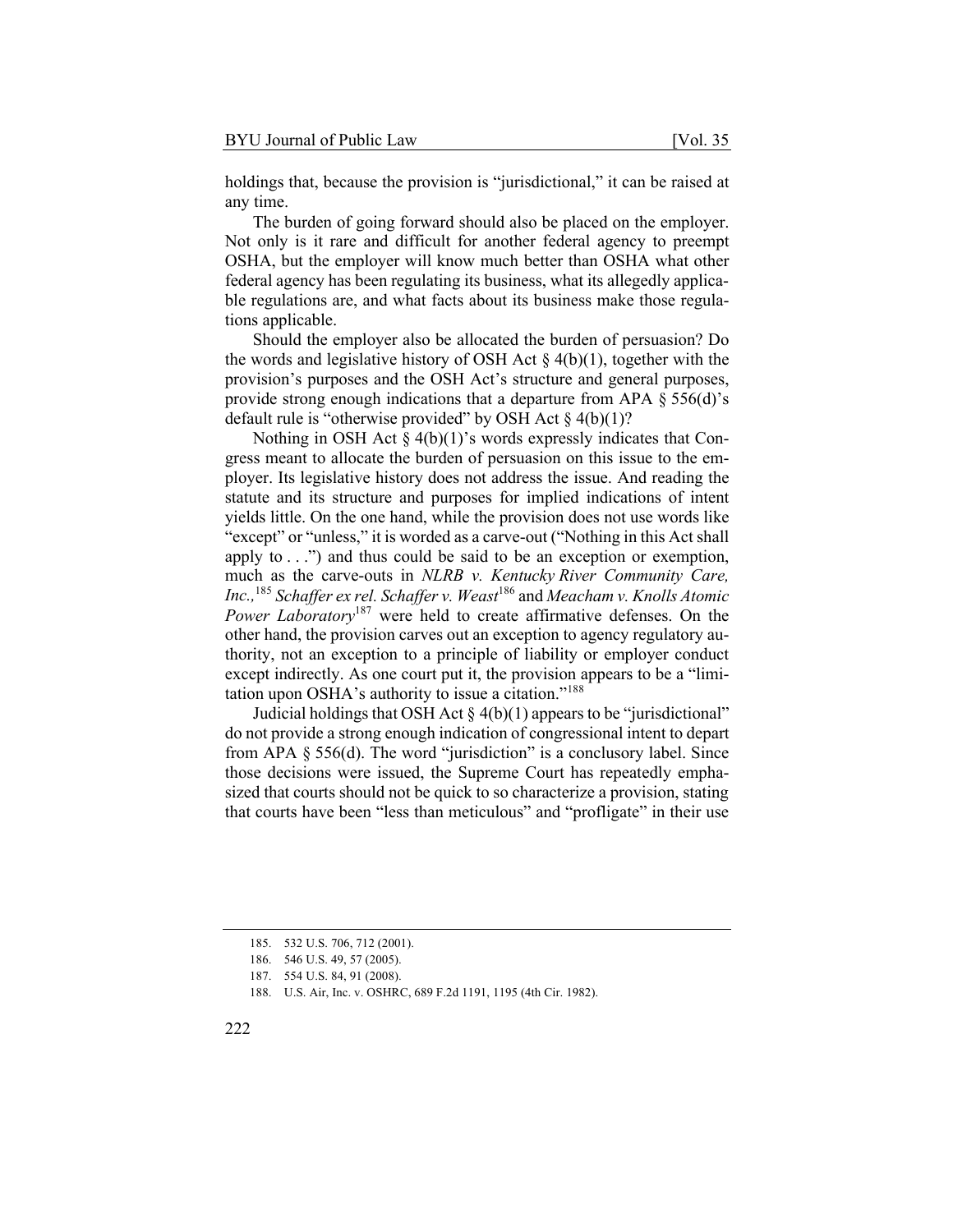holdings that, because the provision is "jurisdictional," it can be raised at any time.

The burden of going forward should also be placed on the employer. Not only is it rare and difficult for another federal agency to preempt OSHA, but the employer will know much better than OSHA what other federal agency has been regulating its business, what its allegedly applicable regulations are, and what facts about its business make those regulations applicable.

Should the employer also be allocated the burden of persuasion? Do the words and legislative history of OSH Act § 4(b)(1), together with the provision's purposes and the OSH Act's structure and general purposes, provide strong enough indications that a departure from APA § 556(d)'s default rule is "otherwise provided" by OSH Act § 4(b)(1)?

Nothing in OSH Act § 4(b)(1)'s words expressly indicates that Congress meant to allocate the burden of persuasion on this issue to the employer. Its legislative history does not address the issue. And reading the statute and its structure and purposes for implied indications of intent yields little. On the one hand, while the provision does not use words like "except" or "unless," it is worded as a carve-out ("Nothing in this Act shall apply to . . .") and thus could be said to be an exception or exemption, much as the carve-outs in *NLRB v. Kentucky River Community Care, Inc.,*[185] *Schaffer ex rel. Schaffer v. Weast*[186] and *Meacham v. Knolls Atomic Power Laboratory*[187] were held to create affirmative defenses. On the other hand, the provision carves out an exception to agency regulatory authority, not an exception to a principle of liability or employer conduct except indirectly. As one court put it, the provision appears to be a "limitation upon OSHA's authority to issue a citation."[188]

Judicial holdings that OSH Act § 4(b)(1) appears to be "jurisdictional" do not provide a strong enough indication of congressional intent to depart from APA § 556(d). The word "jurisdiction" is a conclusory label. Since those decisions were issued, the Supreme Court has repeatedly emphasized that courts should not be quick to so characterize a provision, stating that courts have been "less than meticulous" and "profligate" in their use

185. 532 U.S. 706, 712 (2001).

186. 546 U.S. 49, 57 (2005).

187. 554 U.S. 84, 91 (2008).

188. U.S. Air, Inc. v. OSHRC, 689 F.2d 1191, 1195 (4th Cir. 1982).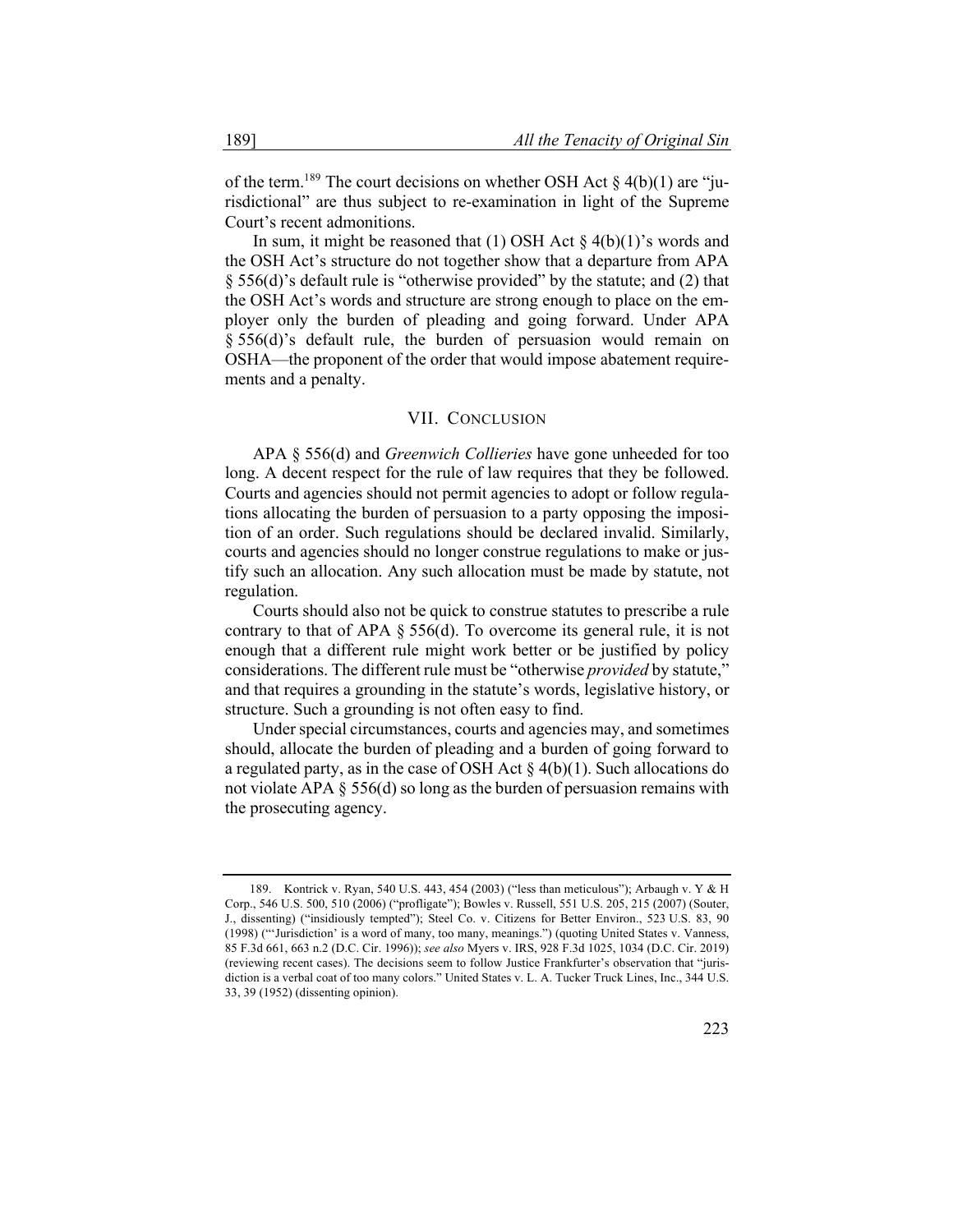of the term.[189] The court decisions on whether OSH Act § 4(b)(1) are "jurisdictional" are thus subject to re-examination in light of the Supreme Court's recent admonitions.

In sum, it might be reasoned that (1) OSH Act § 4(b)(1)'s words and the OSH Act's structure do not together show that a departure from APA § 556(d)'s default rule is "otherwise provided" by the statute; and (2) that the OSH Act's words and structure are strong enough to place on the employer only the burden of pleading and going forward. Under APA § 556(d)'s default rule, the burden of persuasion would remain on OSHA—the proponent of the order that would impose abatement requirements and a penalty.

## VII. CONCLUSION

APA § 556(d) and *Greenwich Collieries* have gone unheeded for too long. A decent respect for the rule of law requires that they be followed. Courts and agencies should not permit agencies to adopt or follow regulations allocating the burden of persuasion to a party opposing the imposition of an order. Such regulations should be declared invalid. Similarly, courts and agencies should no longer construe regulations to make or justify such an allocation. Any such allocation must be made by statute, not regulation.

Courts should also not be quick to construe statutes to prescribe a rule contrary to that of APA § 556(d). To overcome its general rule, it is not enough that a different rule might work better or be justified by policy considerations. The different rule must be "otherwise *provided* by statute," and that requires a grounding in the statute's words, legislative history, or structure. Such a grounding is not often easy to find.

Under special circumstances, courts and agencies may, and sometimes should, allocate the burden of pleading and a burden of going forward to a regulated party, as in the case of OSH Act § 4(b)(1). Such allocations do not violate APA § 556(d) so long as the burden of persuasion remains with the prosecuting agency.

---

189. Kontrick v. Ryan, 540 U.S. 443, 454 (2003) ("less than meticulous"); Arbaugh v. Y & H Corp., 546 U.S. 500, 510 (2006) ("profligate"); Bowles v. Russell, 551 U.S. 205, 215 (2007) (Souter, J., dissenting) ("insidiously tempted"); Steel Co. v. Citizens for Better Environ., 523 U.S. 83, 90 (1998) ("'Jurisdiction' is a word of many, too many, meanings.") (quoting United States v. Vanness, 85 F.3d 661, 663 n.2 (D.C. Cir. 1996)); *see also* Myers v. IRS, 928 F.3d 1025, 1034 (D.C. Cir. 2019) (reviewing recent cases). The decisions seem to follow Justice Frankfurter's observation that "jurisdiction is a verbal coat of too many colors." United States v. L. A. Tucker Truck Lines, Inc., 344 U.S. 33, 39 (1952) (dissenting opinion).